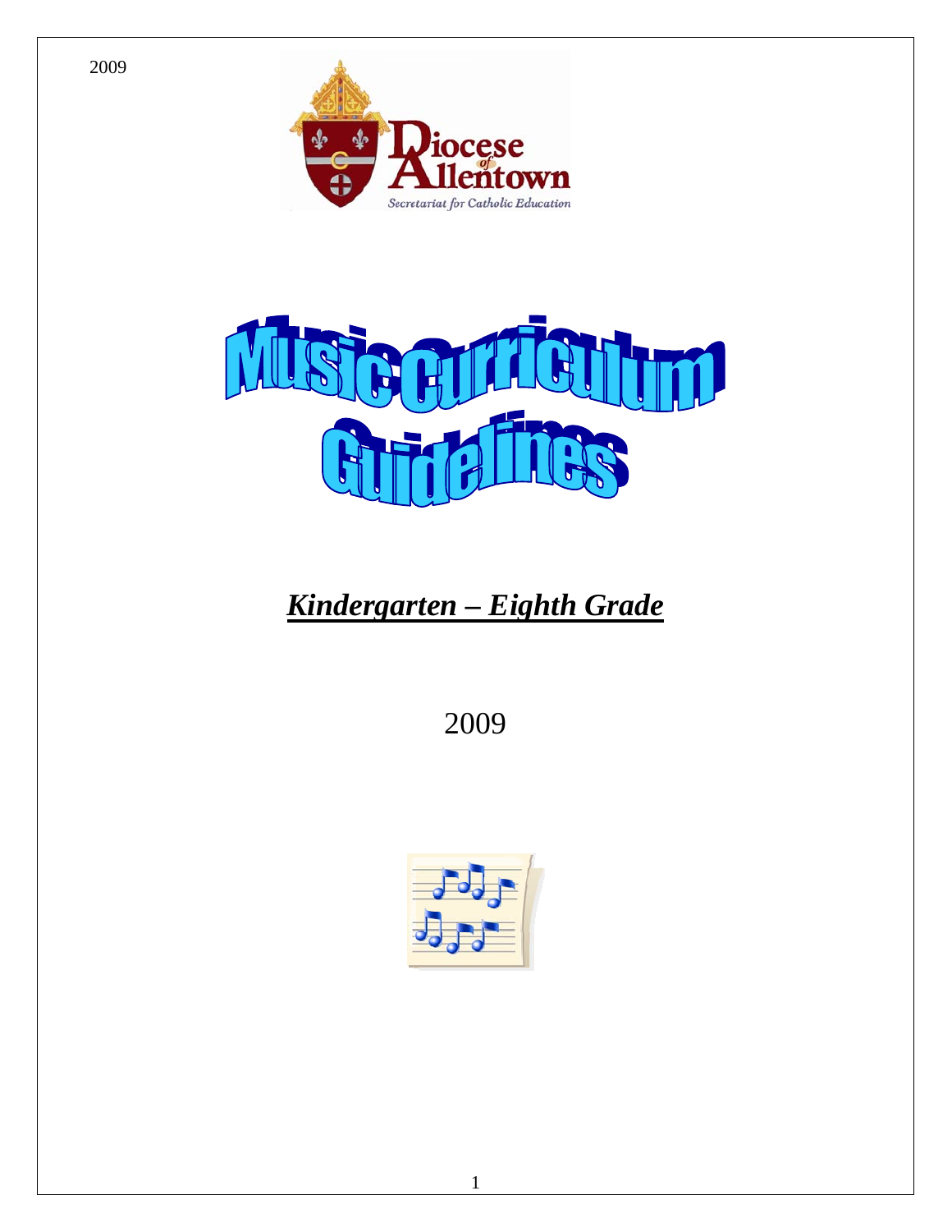2009

Diocese of Allentown

Secretariat for Catholic Education

# Music Curriculum Guidelines

## ***Kindergarten – Eighth Grade***

2009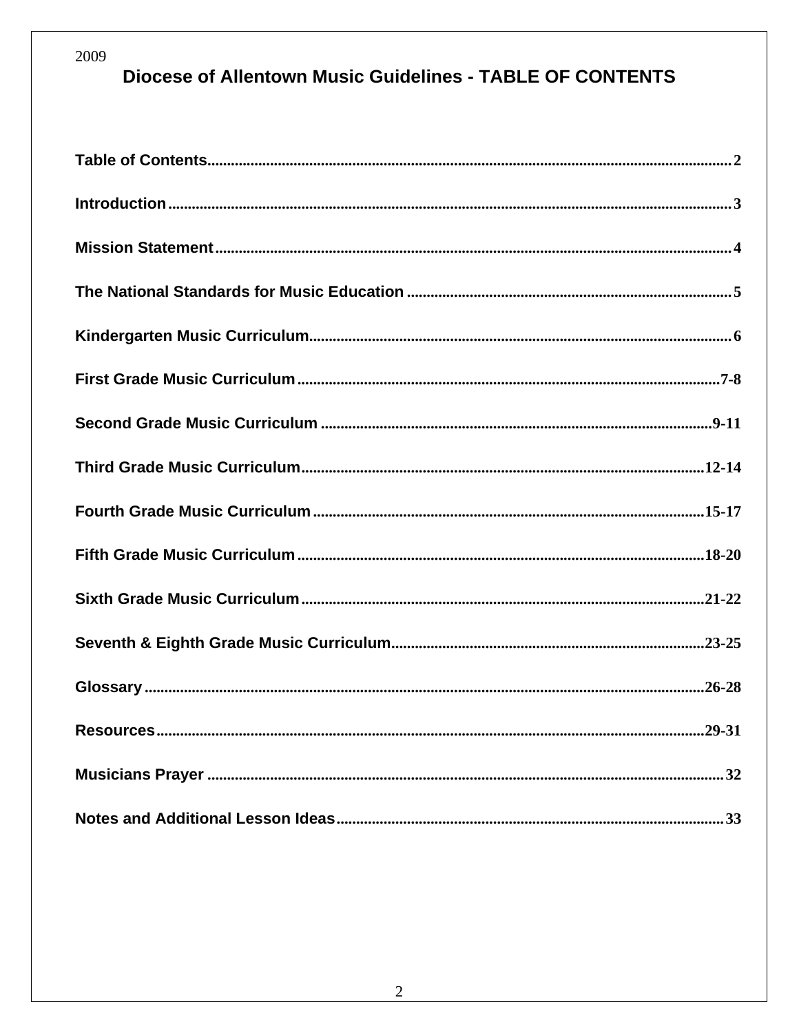2009

# Diocese of Allentown Music Guidelines - TABLE OF CONTENTS

| | |
|---|---|
| **Table of Contents** | **2** |
| **Introduction** | **3** |
| **Mission Statement** | **4** |
| **The National Standards for Music Education** | **5** |
| **Kindergarten Music Curriculum** | **6** |
| **First Grade Music Curriculum** | **7-8** |
| **Second Grade Music Curriculum** | **9-11** |
| **Third Grade Music Curriculum** | **12-14** |
| **Fourth Grade Music Curriculum** | **15-17** |
| **Fifth Grade Music Curriculum** | **18-20** |
| **Sixth Grade Music Curriculum** | **21-22** |
| **Seventh & Eighth Grade Music Curriculum** | **23-25** |
| **Glossary** | **26-28** |
| **Resources** | **29-31** |
| **Musicians Prayer** | **32** |
| **Notes and Additional Lesson Ideas** | **33** |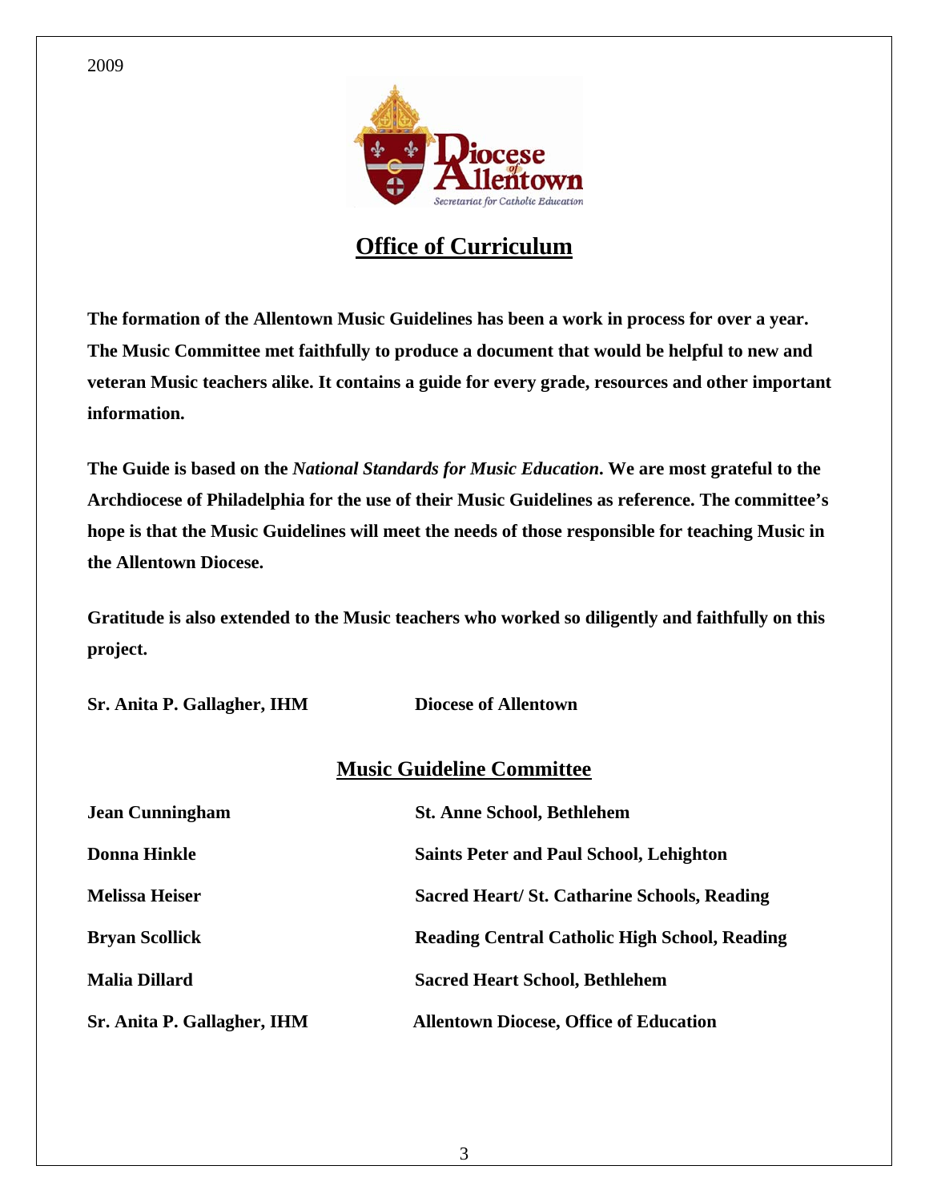2009

## Office of Curriculum

**The formation of the Allentown Music Guidelines has been a work in process for over a year. The Music Committee met faithfully to produce a document that would be helpful to new and veteran Music teachers alike. It contains a guide for every grade, resources and other important information.**

**The Guide is based on the *National Standards for Music Education*. We are most grateful to the Archdiocese of Philadelphia for the use of their Music Guidelines as reference. The committee's hope is that the Music Guidelines will meet the needs of those responsible for teaching Music in the Allentown Diocese.**

**Gratitude is also extended to the Music teachers who worked so diligently and faithfully on this project.**

**Sr. Anita P. Gallagher, IHM** **Diocese of Allentown**

## Music Guideline Committee

| | |
|---|---|
| **Jean Cunningham** | **St. Anne School, Bethlehem** |
| **Donna Hinkle** | **Saints Peter and Paul School, Lehighton** |
| **Melissa Heiser** | **Sacred Heart/ St. Catharine Schools, Reading** |
| **Bryan Scollick** | **Reading Central Catholic High School, Reading** |
| **Malia Dillard** | **Sacred Heart School, Bethlehem** |
| **Sr. Anita P. Gallagher, IHM** | **Allentown Diocese, Office of Education** |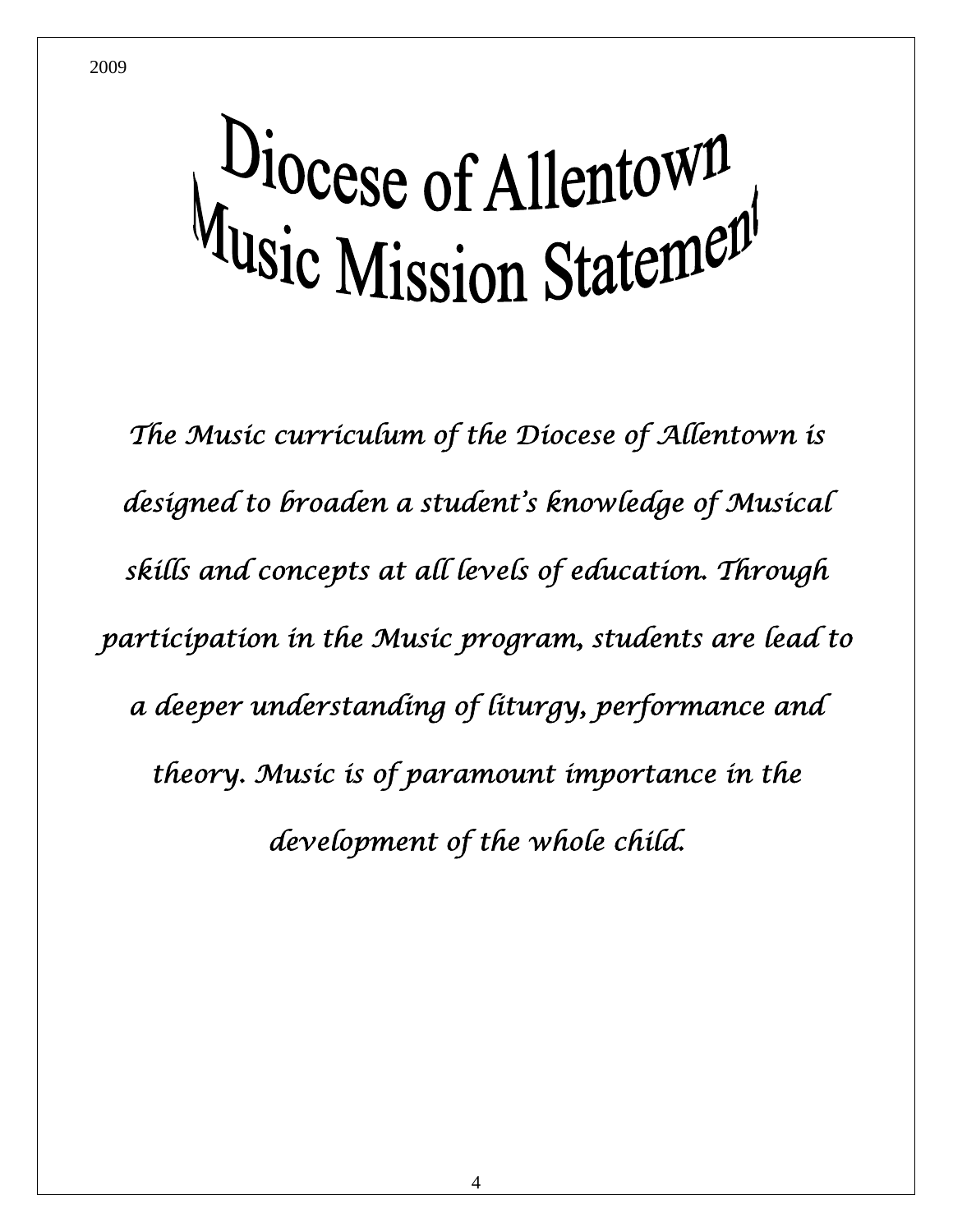# Diocese of Allentown Music Mission Statement

*The Music curriculum of the Diocese of Allentown is designed to broaden a student's knowledge of Musical skills and concepts at all levels of education. Through participation in the Music program, students are lead to a deeper understanding of liturgy, performance and theory. Music is of paramount importance in the development of the whole child.*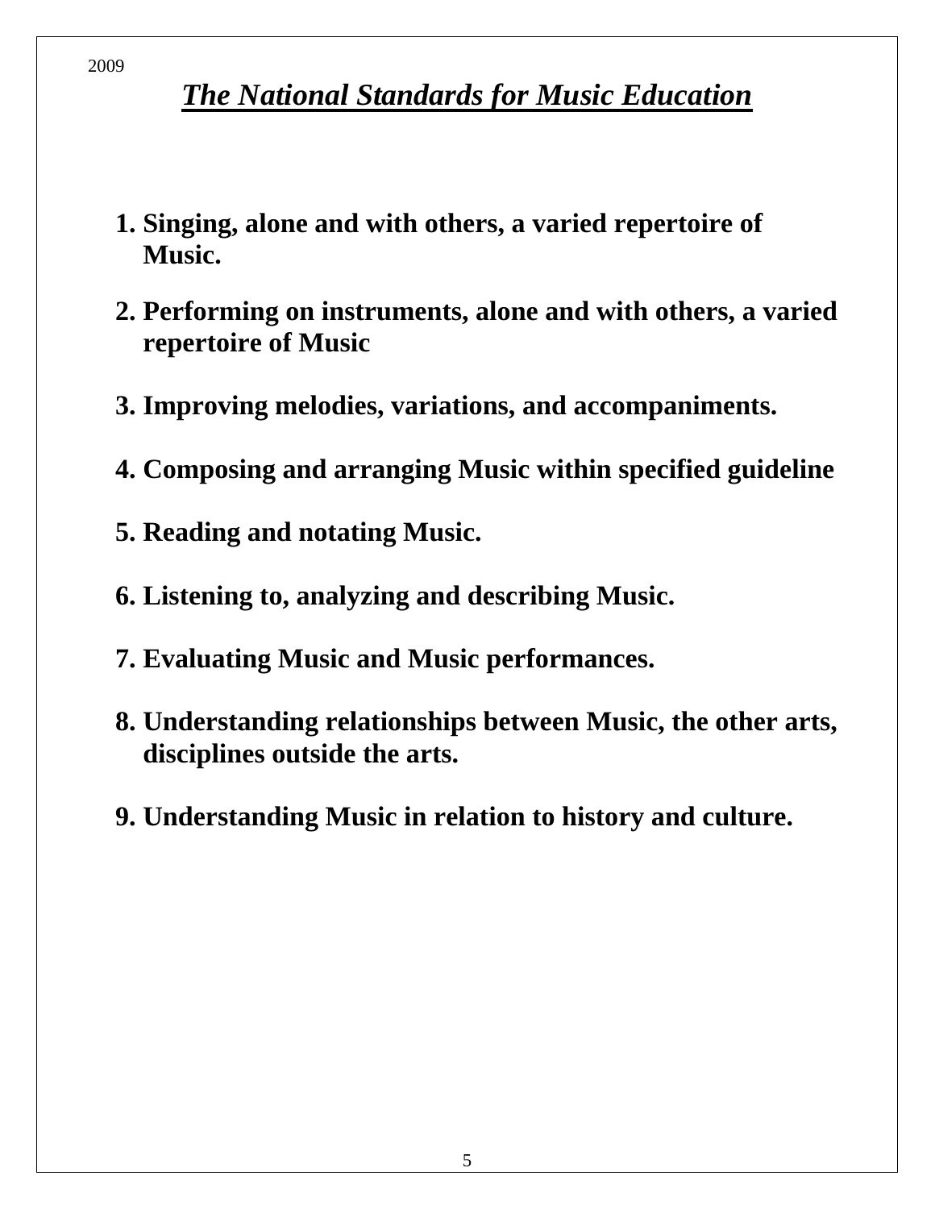2009

# ***The National Standards for Music Education***

1. **Singing, alone and with others, a varied repertoire of Music.**
2. **Performing on instruments, alone and with others, a varied repertoire of Music**
3. **Improving melodies, variations, and accompaniments.**
4. **Composing and arranging Music within specified guideline**
5. **Reading and notating Music.**
6. **Listening to, analyzing and describing Music.**
7. **Evaluating Music and Music performances.**
8. **Understanding relationships between Music, the other arts, disciplines outside the arts.**
9. **Understanding Music in relation to history and culture.**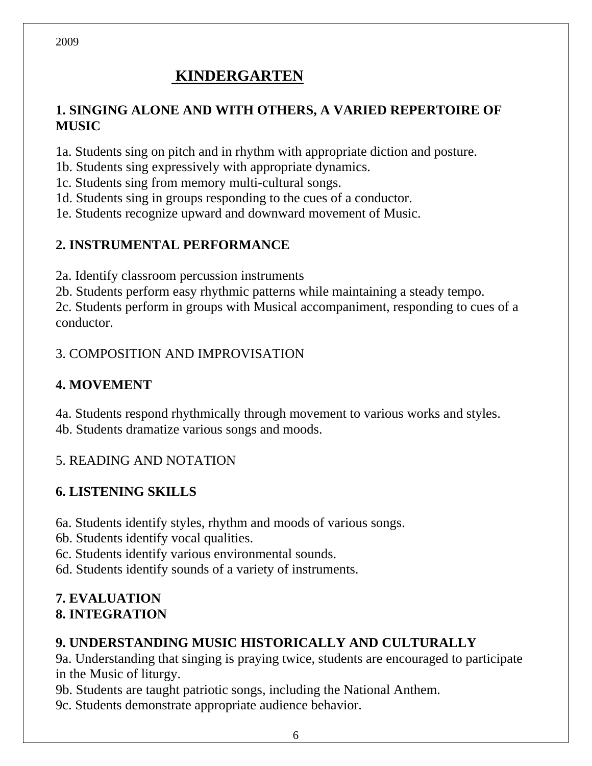2009

# KINDERGARTEN

## 1. SINGING ALONE AND WITH OTHERS, A VARIED REPERTOIRE OF MUSIC

1a. Students sing on pitch and in rhythm with appropriate diction and posture.
1b. Students sing expressively with appropriate dynamics.
1c. Students sing from memory multi-cultural songs.
1d. Students sing in groups responding to the cues of a conductor.
1e. Students recognize upward and downward movement of Music.

## 2. INSTRUMENTAL PERFORMANCE

2a. Identify classroom percussion instruments
2b. Students perform easy rhythmic patterns while maintaining a steady tempo.
2c. Students perform in groups with Musical accompaniment, responding to cues of a conductor.

3. COMPOSITION AND IMPROVISATION

## 4. MOVEMENT

4a. Students respond rhythmically through movement to various works and styles.
4b. Students dramatize various songs and moods.

5. READING AND NOTATION

## 6. LISTENING SKILLS

6a. Students identify styles, rhythm and moods of various songs.
6b. Students identify vocal qualities.
6c. Students identify various environmental sounds.
6d. Students identify sounds of a variety of instruments.

## 7. EVALUATION
## 8. INTEGRATION

## 9. UNDERSTANDING MUSIC HISTORICALLY AND CULTURALLY

9a. Understanding that singing is praying twice, students are encouraged to participate in the Music of liturgy.
9b. Students are taught patriotic songs, including the National Anthem.
9c. Students demonstrate appropriate audience behavior.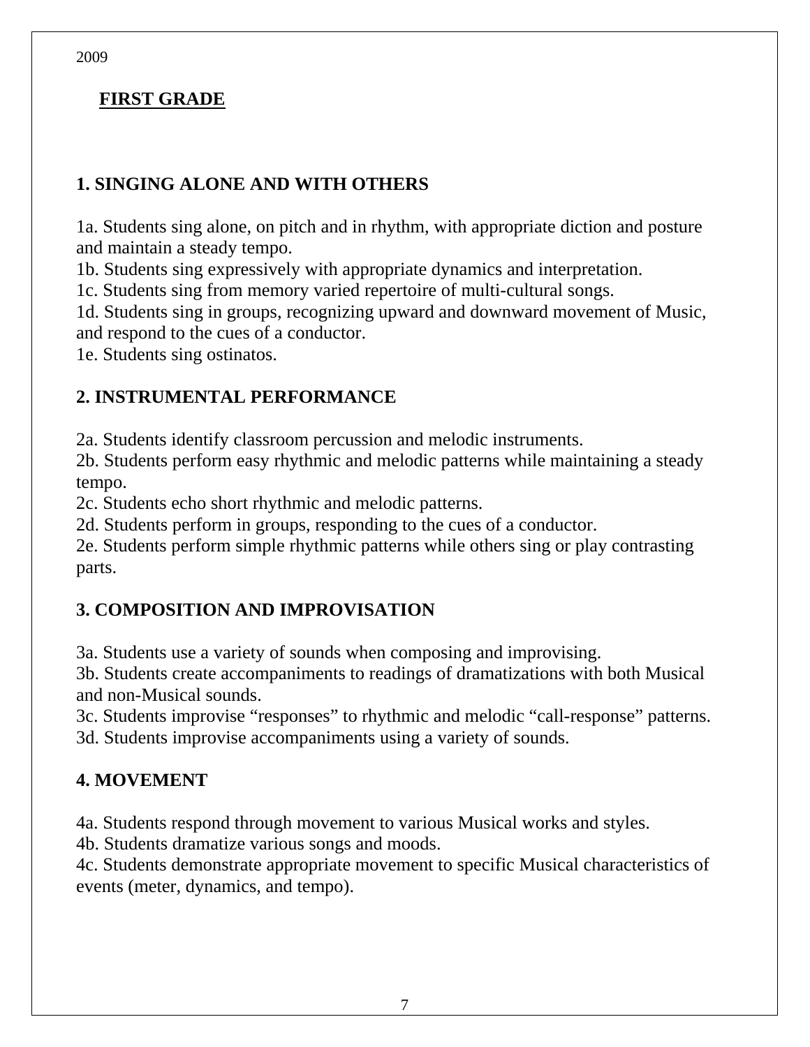2009

## FIRST GRADE

### 1. SINGING ALONE AND WITH OTHERS

1a. Students sing alone, on pitch and in rhythm, with appropriate diction and posture and maintain a steady tempo.
1b. Students sing expressively with appropriate dynamics and interpretation.
1c. Students sing from memory varied repertoire of multi-cultural songs.
1d. Students sing in groups, recognizing upward and downward movement of Music, and respond to the cues of a conductor.
1e. Students sing ostinatos.

### 2. INSTRUMENTAL PERFORMANCE

2a. Students identify classroom percussion and melodic instruments.
2b. Students perform easy rhythmic and melodic patterns while maintaining a steady tempo.
2c. Students echo short rhythmic and melodic patterns.
2d. Students perform in groups, responding to the cues of a conductor.
2e. Students perform simple rhythmic patterns while others sing or play contrasting parts.

### 3. COMPOSITION AND IMPROVISATION

3a. Students use a variety of sounds when composing and improvising.
3b. Students create accompaniments to readings of dramatizations with both Musical and non-Musical sounds.
3c. Students improvise “responses” to rhythmic and melodic “call-response” patterns.
3d. Students improvise accompaniments using a variety of sounds.

### 4. MOVEMENT

4a. Students respond through movement to various Musical works and styles.
4b. Students dramatize various songs and moods.
4c. Students demonstrate appropriate movement to specific Musical characteristics of events (meter, dynamics, and tempo).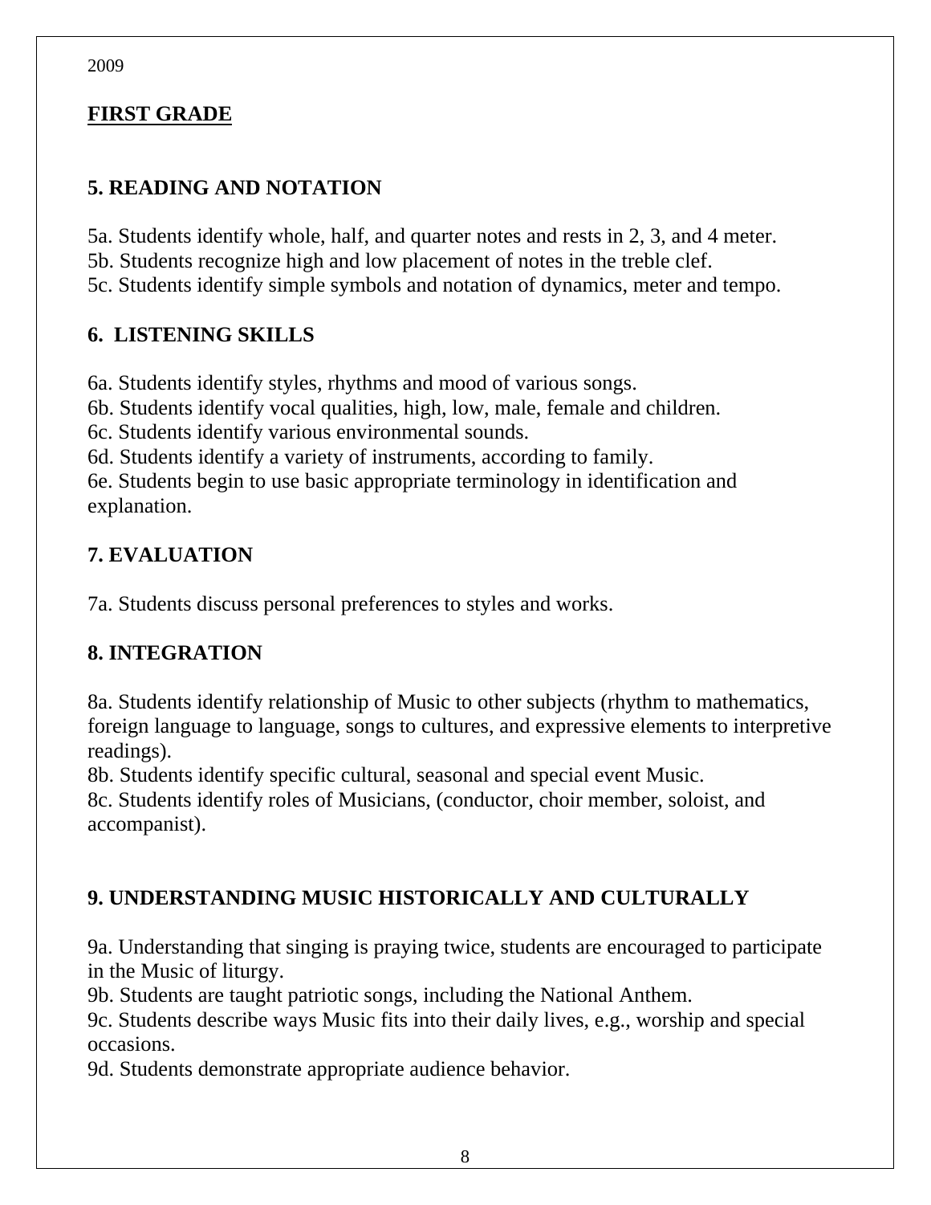## FIRST GRADE

### 5. READING AND NOTATION

5a. Students identify whole, half, and quarter notes and rests in 2, 3, and 4 meter.
5b. Students recognize high and low placement of notes in the treble clef.
5c. Students identify simple symbols and notation of dynamics, meter and tempo.

### 6. LISTENING SKILLS

6a. Students identify styles, rhythms and mood of various songs.
6b. Students identify vocal qualities, high, low, male, female and children.
6c. Students identify various environmental sounds.
6d. Students identify a variety of instruments, according to family.
6e. Students begin to use basic appropriate terminology in identification and explanation.

### 7. EVALUATION

7a. Students discuss personal preferences to styles and works.

### 8. INTEGRATION

8a. Students identify relationship of Music to other subjects (rhythm to mathematics, foreign language to language, songs to cultures, and expressive elements to interpretive readings).
8b. Students identify specific cultural, seasonal and special event Music.
8c. Students identify roles of Musicians, (conductor, choir member, soloist, and accompanist).

### 9. UNDERSTANDING MUSIC HISTORICALLY AND CULTURALLY

9a. Understanding that singing is praying twice, students are encouraged to participate in the Music of liturgy.
9b. Students are taught patriotic songs, including the National Anthem.
9c. Students describe ways Music fits into their daily lives, e.g., worship and special occasions.
9d. Students demonstrate appropriate audience behavior.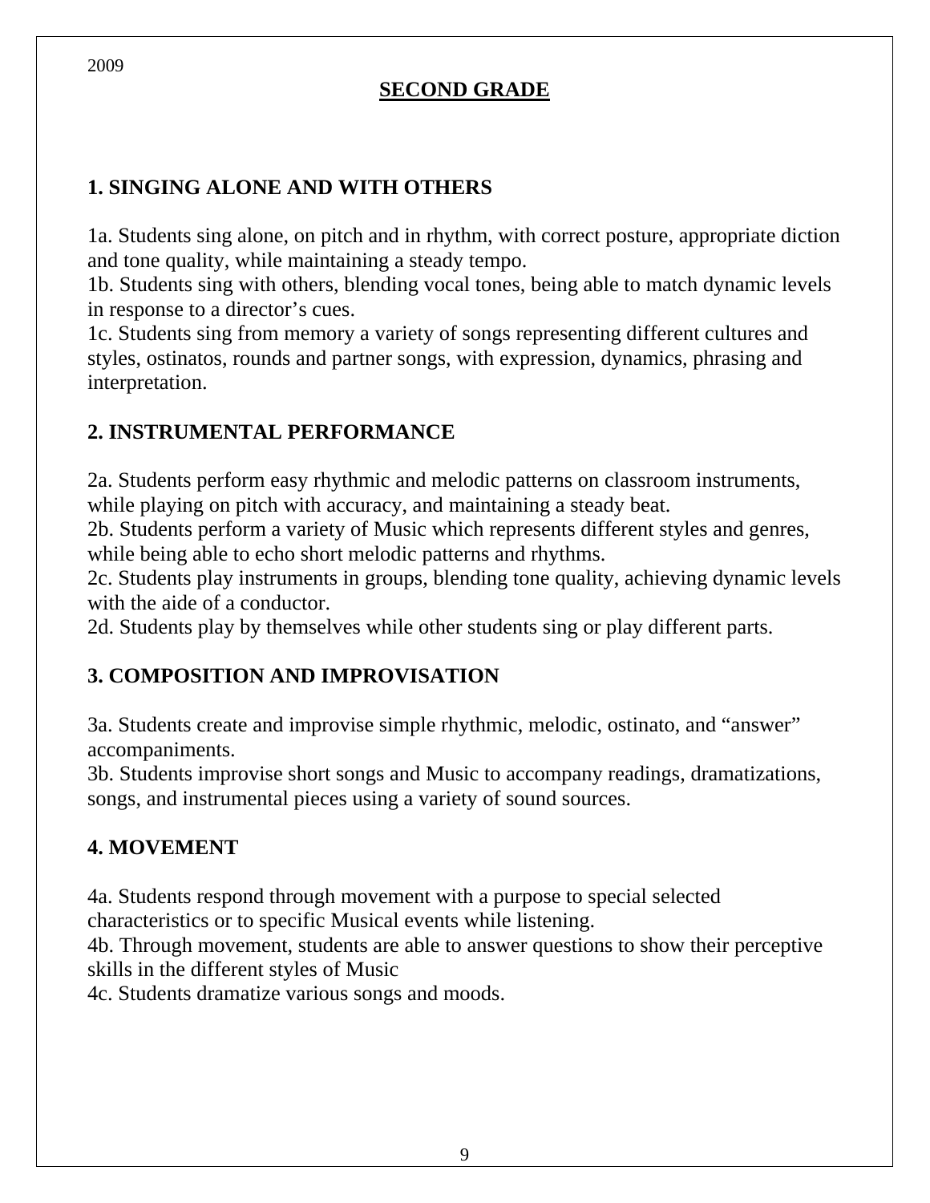## SECOND GRADE

### 1. SINGING ALONE AND WITH OTHERS

1a. Students sing alone, on pitch and in rhythm, with correct posture, appropriate diction and tone quality, while maintaining a steady tempo.
1b. Students sing with others, blending vocal tones, being able to match dynamic levels in response to a director's cues.
1c. Students sing from memory a variety of songs representing different cultures and styles, ostinatos, rounds and partner songs, with expression, dynamics, phrasing and interpretation.

### 2. INSTRUMENTAL PERFORMANCE

2a. Students perform easy rhythmic and melodic patterns on classroom instruments, while playing on pitch with accuracy, and maintaining a steady beat.
2b. Students perform a variety of Music which represents different styles and genres, while being able to echo short melodic patterns and rhythms.
2c. Students play instruments in groups, blending tone quality, achieving dynamic levels with the aide of a conductor.
2d. Students play by themselves while other students sing or play different parts.

### 3. COMPOSITION AND IMPROVISATION

3a. Students create and improvise simple rhythmic, melodic, ostinato, and "answer" accompaniments.
3b. Students improvise short songs and Music to accompany readings, dramatizations, songs, and instrumental pieces using a variety of sound sources.

### 4. MOVEMENT

4a. Students respond through movement with a purpose to special selected characteristics or to specific Musical events while listening.
4b. Through movement, students are able to answer questions to show their perceptive skills in the different styles of Music
4c. Students dramatize various songs and moods.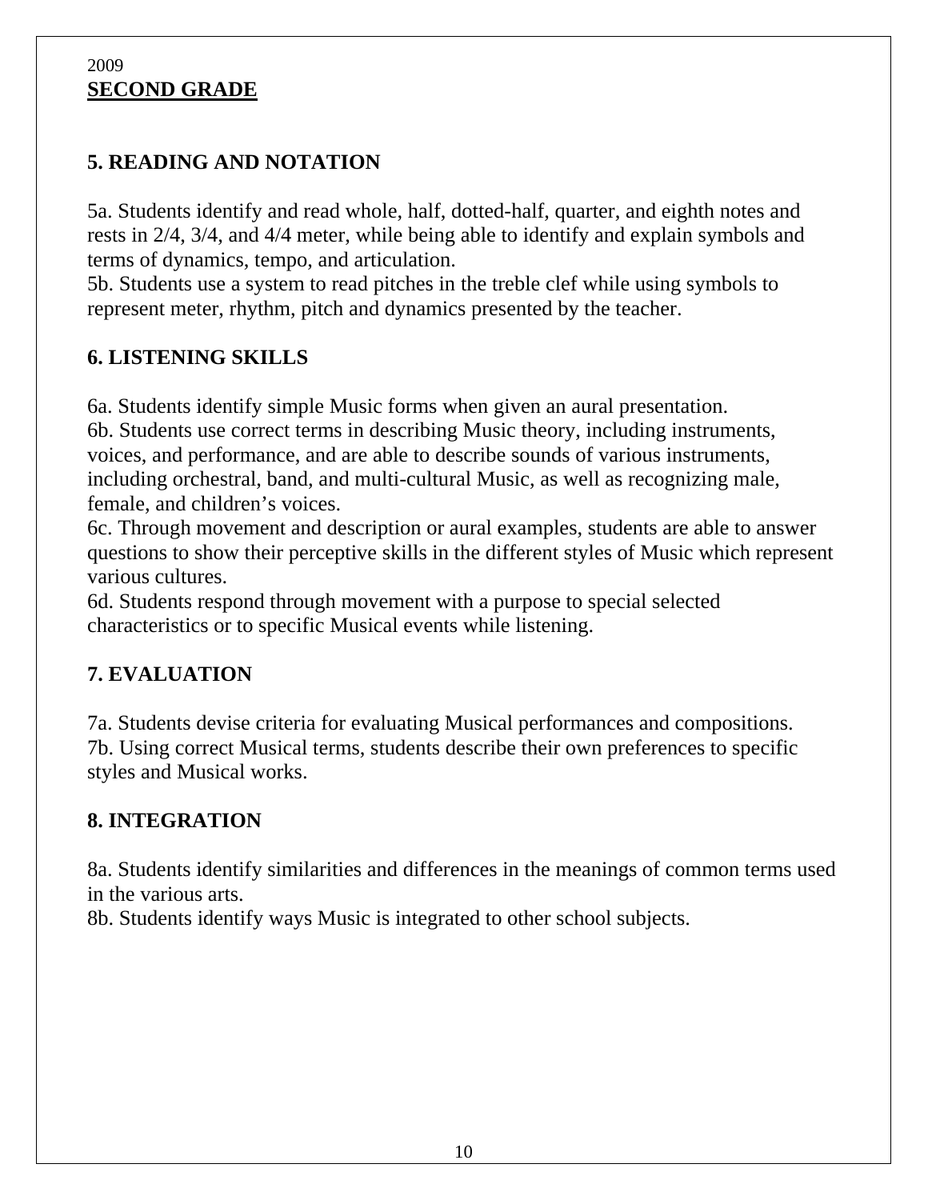2009

**SECOND GRADE**

## 5. READING AND NOTATION

5a. Students identify and read whole, half, dotted-half, quarter, and eighth notes and rests in 2/4, 3/4, and 4/4 meter, while being able to identify and explain symbols and terms of dynamics, tempo, and articulation.
5b. Students use a system to read pitches in the treble clef while using symbols to represent meter, rhythm, pitch and dynamics presented by the teacher.

## 6. LISTENING SKILLS

6a. Students identify simple Music forms when given an aural presentation.
6b. Students use correct terms in describing Music theory, including instruments, voices, and performance, and are able to describe sounds of various instruments, including orchestral, band, and multi-cultural Music, as well as recognizing male, female, and children's voices.
6c. Through movement and description or aural examples, students are able to answer questions to show their perceptive skills in the different styles of Music which represent various cultures.
6d. Students respond through movement with a purpose to special selected characteristics or to specific Musical events while listening.

## 7. EVALUATION

7a. Students devise criteria for evaluating Musical performances and compositions.
7b. Using correct Musical terms, students describe their own preferences to specific styles and Musical works.

## 8. INTEGRATION

8a. Students identify similarities and differences in the meanings of common terms used in the various arts.
8b. Students identify ways Music is integrated to other school subjects.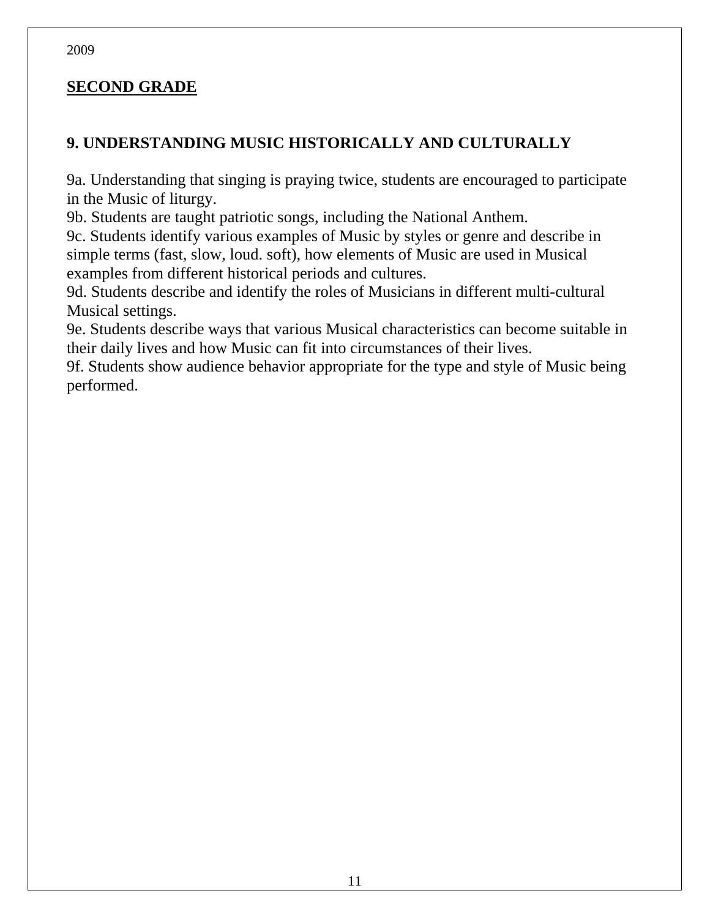## SECOND GRADE

### 9. UNDERSTANDING MUSIC HISTORICALLY AND CULTURALLY

9a. Understanding that singing is praying twice, students are encouraged to participate in the Music of liturgy.
9b. Students are taught patriotic songs, including the National Anthem.
9c. Students identify various examples of Music by styles or genre and describe in simple terms (fast, slow, loud. soft), how elements of Music are used in Musical examples from different historical periods and cultures.
9d. Students describe and identify the roles of Musicians in different multi-cultural Musical settings.
9e. Students describe ways that various Musical characteristics can become suitable in their daily lives and how Music can fit into circumstances of their lives.
9f. Students show audience behavior appropriate for the type and style of Music being performed.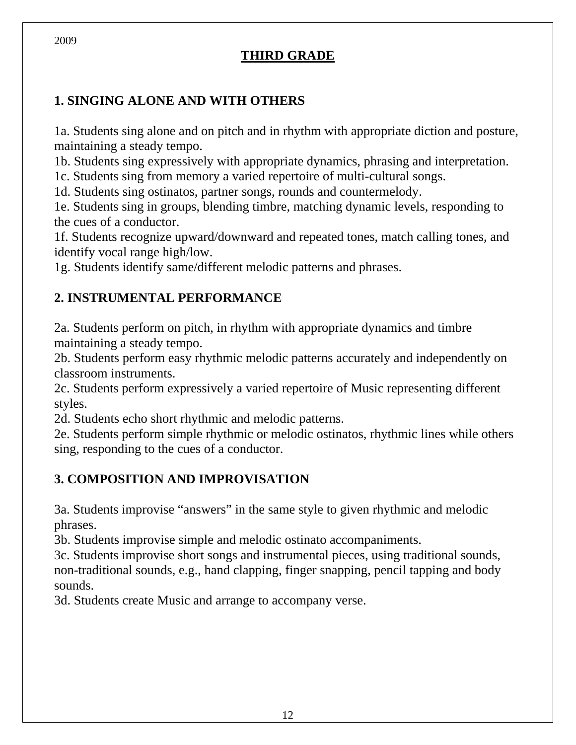# THIRD GRADE

## 1. SINGING ALONE AND WITH OTHERS

1a. Students sing alone and on pitch and in rhythm with appropriate diction and posture, maintaining a steady tempo.
1b. Students sing expressively with appropriate dynamics, phrasing and interpretation.
1c. Students sing from memory a varied repertoire of multi-cultural songs.
1d. Students sing ostinatos, partner songs, rounds and countermelody.
1e. Students sing in groups, blending timbre, matching dynamic levels, responding to the cues of a conductor.
1f. Students recognize upward/downward and repeated tones, match calling tones, and identify vocal range high/low.
1g. Students identify same/different melodic patterns and phrases.

## 2. INSTRUMENTAL PERFORMANCE

2a. Students perform on pitch, in rhythm with appropriate dynamics and timbre maintaining a steady tempo.
2b. Students perform easy rhythmic melodic patterns accurately and independently on classroom instruments.
2c. Students perform expressively a varied repertoire of Music representing different styles.
2d. Students echo short rhythmic and melodic patterns.
2e. Students perform simple rhythmic or melodic ostinatos, rhythmic lines while others sing, responding to the cues of a conductor.

## 3. COMPOSITION AND IMPROVISATION

3a. Students improvise “answers” in the same style to given rhythmic and melodic phrases.
3b. Students improvise simple and melodic ostinato accompaniments.
3c. Students improvise short songs and instrumental pieces, using traditional sounds, non-traditional sounds, e.g., hand clapping, finger snapping, pencil tapping and body sounds.
3d. Students create Music and arrange to accompany verse.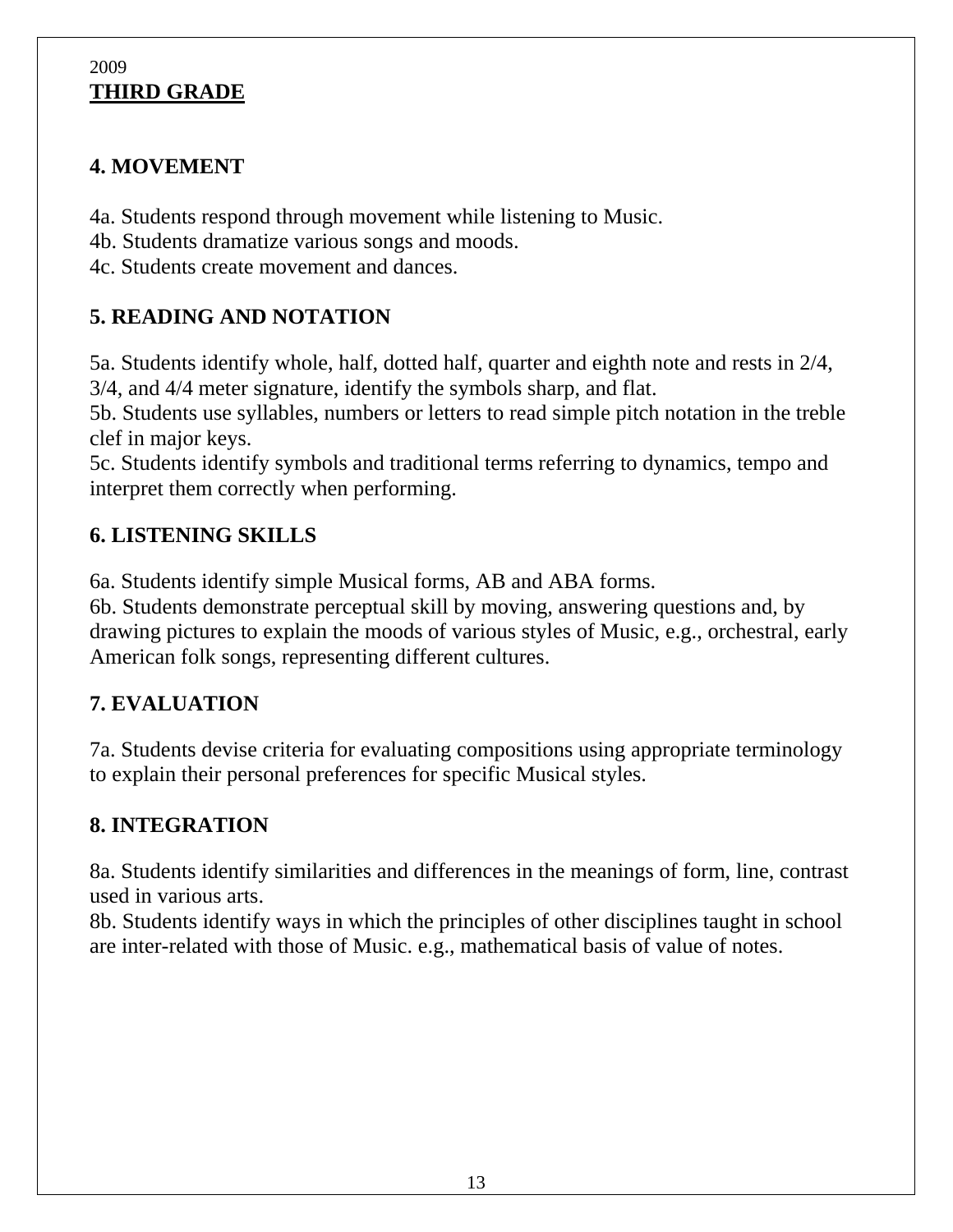2009

**THIRD GRADE**

## 4. MOVEMENT

4a. Students respond through movement while listening to Music.
4b. Students dramatize various songs and moods.
4c. Students create movement and dances.

## 5. READING AND NOTATION

5a. Students identify whole, half, dotted half, quarter and eighth note and rests in 2/4, 3/4, and 4/4 meter signature, identify the symbols sharp, and flat.
5b. Students use syllables, numbers or letters to read simple pitch notation in the treble clef in major keys.
5c. Students identify symbols and traditional terms referring to dynamics, tempo and interpret them correctly when performing.

## 6. LISTENING SKILLS

6a. Students identify simple Musical forms, AB and ABA forms.
6b. Students demonstrate perceptual skill by moving, answering questions and, by drawing pictures to explain the moods of various styles of Music, e.g., orchestral, early American folk songs, representing different cultures.

## 7. EVALUATION

7a. Students devise criteria for evaluating compositions using appropriate terminology to explain their personal preferences for specific Musical styles.

## 8. INTEGRATION

8a. Students identify similarities and differences in the meanings of form, line, contrast used in various arts.
8b. Students identify ways in which the principles of other disciplines taught in school are inter-related with those of Music. e.g., mathematical basis of value of notes.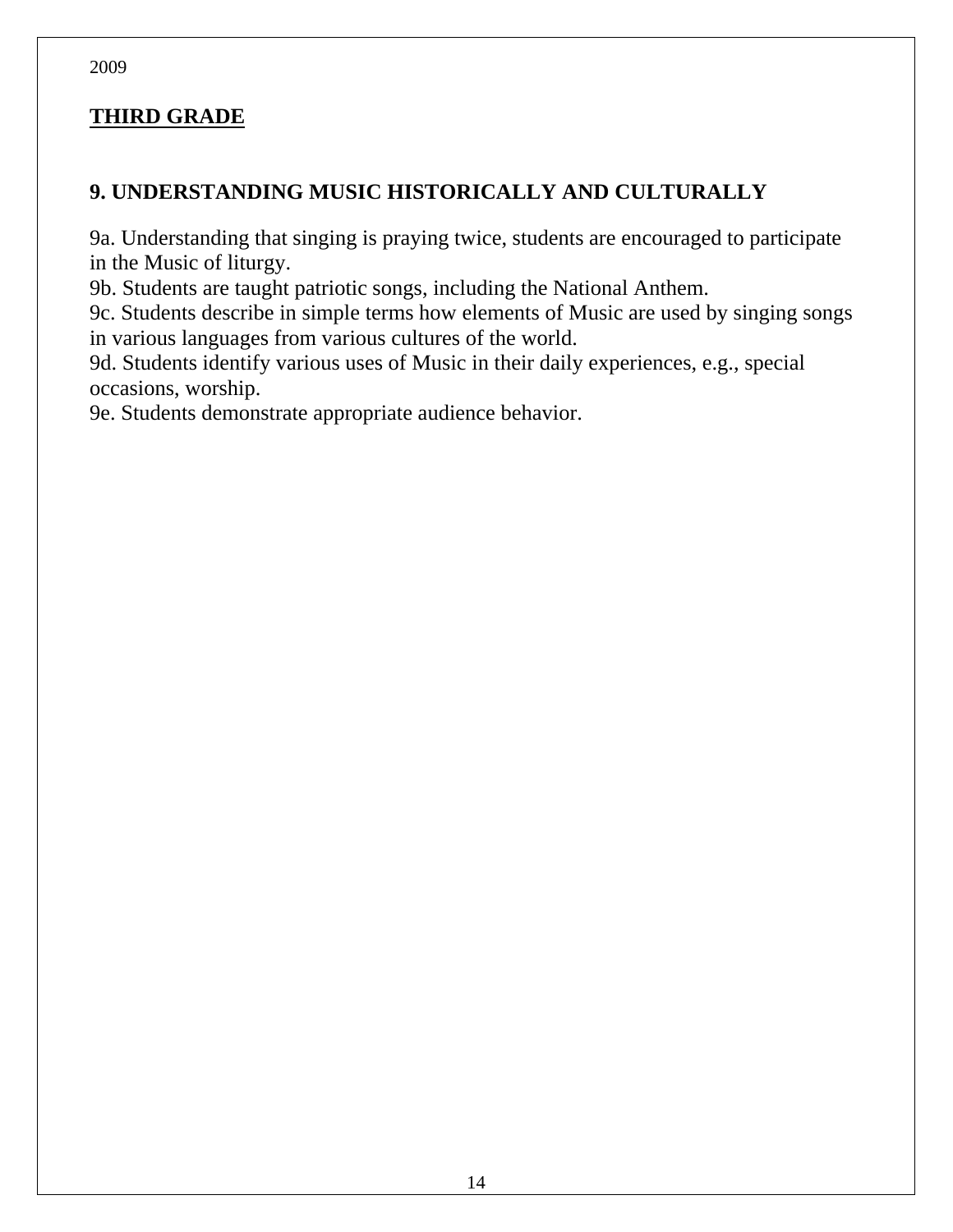2009

## THIRD GRADE

### 9. UNDERSTANDING MUSIC HISTORICALLY AND CULTURALLY

9a. Understanding that singing is praying twice, students are encouraged to participate in the Music of liturgy.
9b. Students are taught patriotic songs, including the National Anthem.
9c. Students describe in simple terms how elements of Music are used by singing songs in various languages from various cultures of the world.
9d. Students identify various uses of Music in their daily experiences, e.g., special occasions, worship.
9e. Students demonstrate appropriate audience behavior.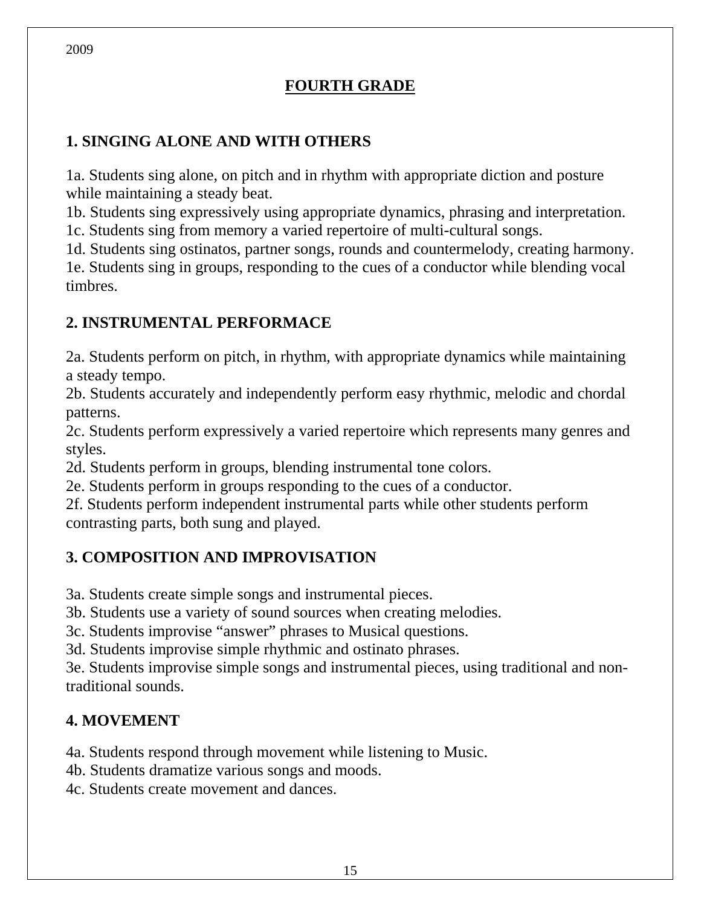# FOURTH GRADE

## 1. SINGING ALONE AND WITH OTHERS

1a. Students sing alone, on pitch and in rhythm with appropriate diction and posture while maintaining a steady beat.
1b. Students sing expressively using appropriate dynamics, phrasing and interpretation.
1c. Students sing from memory a varied repertoire of multi-cultural songs.
1d. Students sing ostinatos, partner songs, rounds and countermelody, creating harmony.
1e. Students sing in groups, responding to the cues of a conductor while blending vocal timbres.

## 2. INSTRUMENTAL PERFORMACE

2a. Students perform on pitch, in rhythm, with appropriate dynamics while maintaining a steady tempo.
2b. Students accurately and independently perform easy rhythmic, melodic and chordal patterns.
2c. Students perform expressively a varied repertoire which represents many genres and styles.
2d. Students perform in groups, blending instrumental tone colors.
2e. Students perform in groups responding to the cues of a conductor.
2f. Students perform independent instrumental parts while other students perform contrasting parts, both sung and played.

## 3. COMPOSITION AND IMPROVISATION

3a. Students create simple songs and instrumental pieces.
3b. Students use a variety of sound sources when creating melodies.
3c. Students improvise "answer" phrases to Musical questions.
3d. Students improvise simple rhythmic and ostinato phrases.
3e. Students improvise simple songs and instrumental pieces, using traditional and non-traditional sounds.

## 4. MOVEMENT

4a. Students respond through movement while listening to Music.
4b. Students dramatize various songs and moods.
4c. Students create movement and dances.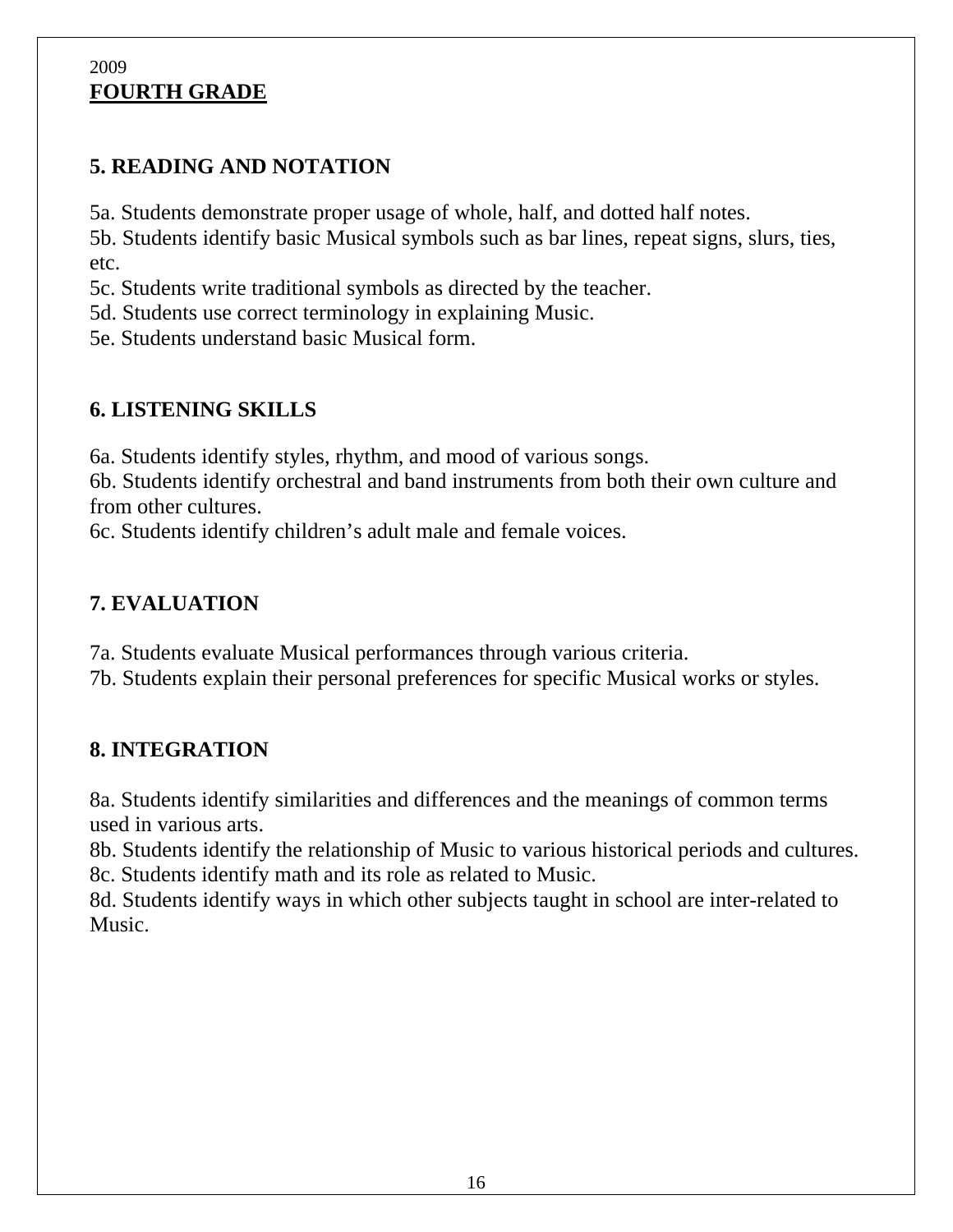2009

**FOURTH GRADE**

## 5. READING AND NOTATION

5a. Students demonstrate proper usage of whole, half, and dotted half notes.
5b. Students identify basic Musical symbols such as bar lines, repeat signs, slurs, ties, etc.
5c. Students write traditional symbols as directed by the teacher.
5d. Students use correct terminology in explaining Music.
5e. Students understand basic Musical form.

## 6. LISTENING SKILLS

6a. Students identify styles, rhythm, and mood of various songs.
6b. Students identify orchestral and band instruments from both their own culture and from other cultures.
6c. Students identify children's adult male and female voices.

## 7. EVALUATION

7a. Students evaluate Musical performances through various criteria.
7b. Students explain their personal preferences for specific Musical works or styles.

## 8. INTEGRATION

8a. Students identify similarities and differences and the meanings of common terms used in various arts.
8b. Students identify the relationship of Music to various historical periods and cultures.
8c. Students identify math and its role as related to Music.
8d. Students identify ways in which other subjects taught in school are inter-related to Music.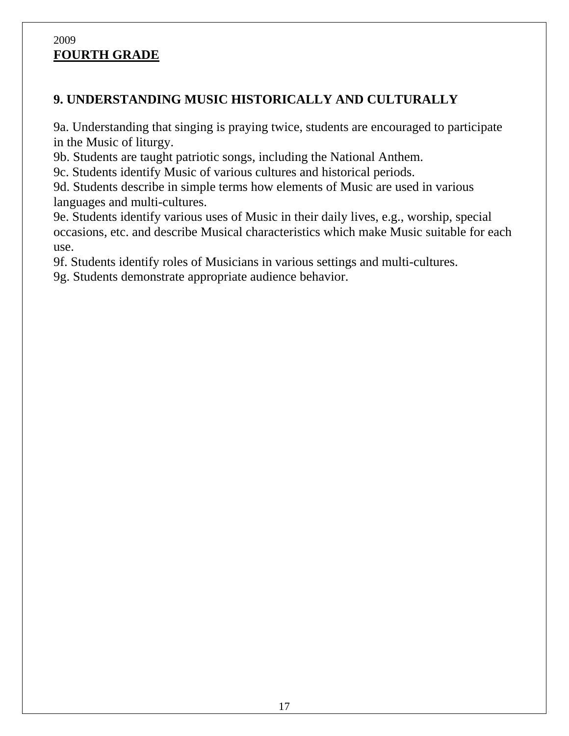2009

**FOURTH GRADE**

## 9. UNDERSTANDING MUSIC HISTORICALLY AND CULTURALLY

9a. Understanding that singing is praying twice, students are encouraged to participate in the Music of liturgy.
9b. Students are taught patriotic songs, including the National Anthem.
9c. Students identify Music of various cultures and historical periods.
9d. Students describe in simple terms how elements of Music are used in various languages and multi-cultures.
9e. Students identify various uses of Music in their daily lives, e.g., worship, special occasions, etc. and describe Musical characteristics which make Music suitable for each use.
9f. Students identify roles of Musicians in various settings and multi-cultures.
9g. Students demonstrate appropriate audience behavior.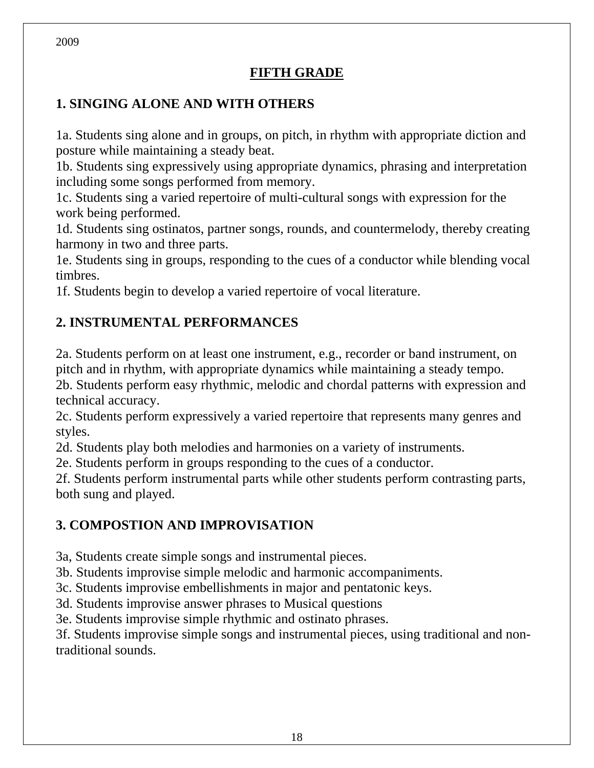2009

## FIFTH GRADE

### 1. SINGING ALONE AND WITH OTHERS

1a. Students sing alone and in groups, on pitch, in rhythm with appropriate diction and posture while maintaining a steady beat.
1b. Students sing expressively using appropriate dynamics, phrasing and interpretation including some songs performed from memory.
1c. Students sing a varied repertoire of multi-cultural songs with expression for the work being performed.
1d. Students sing ostinatos, partner songs, rounds, and countermelody, thereby creating harmony in two and three parts.
1e. Students sing in groups, responding to the cues of a conductor while blending vocal timbres.
1f. Students begin to develop a varied repertoire of vocal literature.

### 2. INSTRUMENTAL PERFORMANCES

2a. Students perform on at least one instrument, e.g., recorder or band instrument, on pitch and in rhythm, with appropriate dynamics while maintaining a steady tempo.
2b. Students perform easy rhythmic, melodic and chordal patterns with expression and technical accuracy.
2c. Students perform expressively a varied repertoire that represents many genres and styles.
2d. Students play both melodies and harmonies on a variety of instruments.
2e. Students perform in groups responding to the cues of a conductor.
2f. Students perform instrumental parts while other students perform contrasting parts, both sung and played.

### 3. COMPOSTION AND IMPROVISATION

3a, Students create simple songs and instrumental pieces.
3b. Students improvise simple melodic and harmonic accompaniments.
3c. Students improvise embellishments in major and pentatonic keys.
3d. Students improvise answer phrases to Musical questions
3e. Students improvise simple rhythmic and ostinato phrases.
3f. Students improvise simple songs and instrumental pieces, using traditional and non-traditional sounds.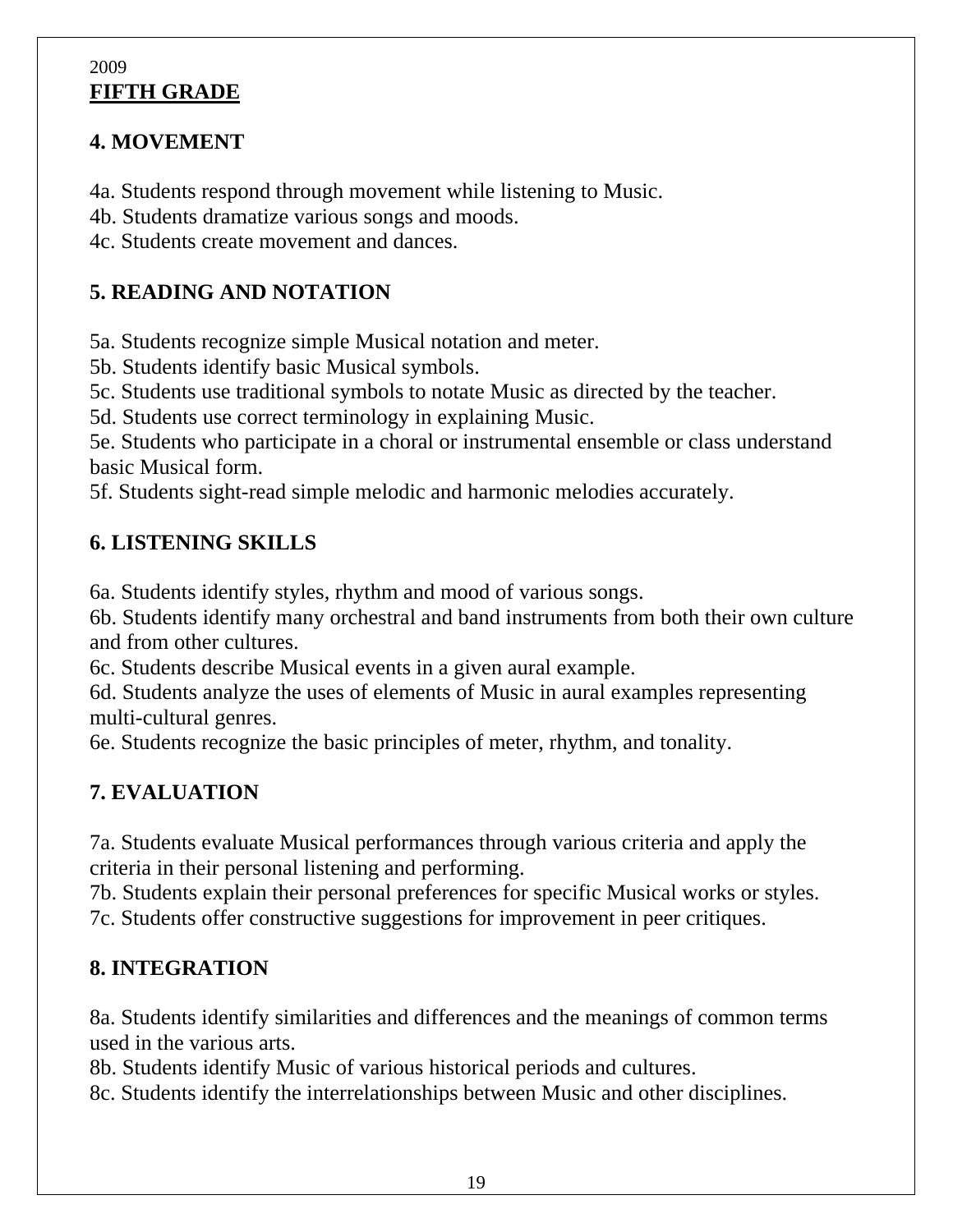2009

**FIFTH GRADE**

## 4. MOVEMENT

4a. Students respond through movement while listening to Music.
4b. Students dramatize various songs and moods.
4c. Students create movement and dances.

## 5. READING AND NOTATION

5a. Students recognize simple Musical notation and meter.
5b. Students identify basic Musical symbols.
5c. Students use traditional symbols to notate Music as directed by the teacher.
5d. Students use correct terminology in explaining Music.
5e. Students who participate in a choral or instrumental ensemble or class understand basic Musical form.
5f. Students sight-read simple melodic and harmonic melodies accurately.

## 6. LISTENING SKILLS

6a. Students identify styles, rhythm and mood of various songs.
6b. Students identify many orchestral and band instruments from both their own culture and from other cultures.
6c. Students describe Musical events in a given aural example.
6d. Students analyze the uses of elements of Music in aural examples representing multi-cultural genres.
6e. Students recognize the basic principles of meter, rhythm, and tonality.

## 7. EVALUATION

7a. Students evaluate Musical performances through various criteria and apply the criteria in their personal listening and performing.
7b. Students explain their personal preferences for specific Musical works or styles.
7c. Students offer constructive suggestions for improvement in peer critiques.

## 8. INTEGRATION

8a. Students identify similarities and differences and the meanings of common terms used in the various arts.
8b. Students identify Music of various historical periods and cultures.
8c. Students identify the interrelationships between Music and other disciplines.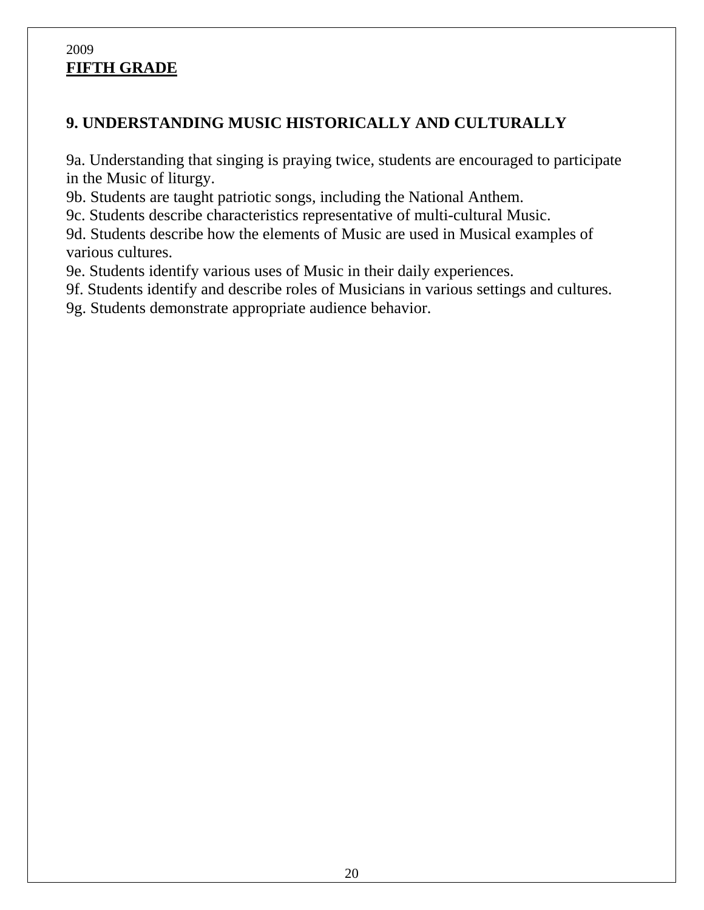2009

**FIFTH GRADE**

## 9. UNDERSTANDING MUSIC HISTORICALLY AND CULTURALLY

9a. Understanding that singing is praying twice, students are encouraged to participate in the Music of liturgy.
9b. Students are taught patriotic songs, including the National Anthem.
9c. Students describe characteristics representative of multi-cultural Music.
9d. Students describe how the elements of Music are used in Musical examples of various cultures.
9e. Students identify various uses of Music in their daily experiences.
9f. Students identify and describe roles of Musicians in various settings and cultures.
9g. Students demonstrate appropriate audience behavior.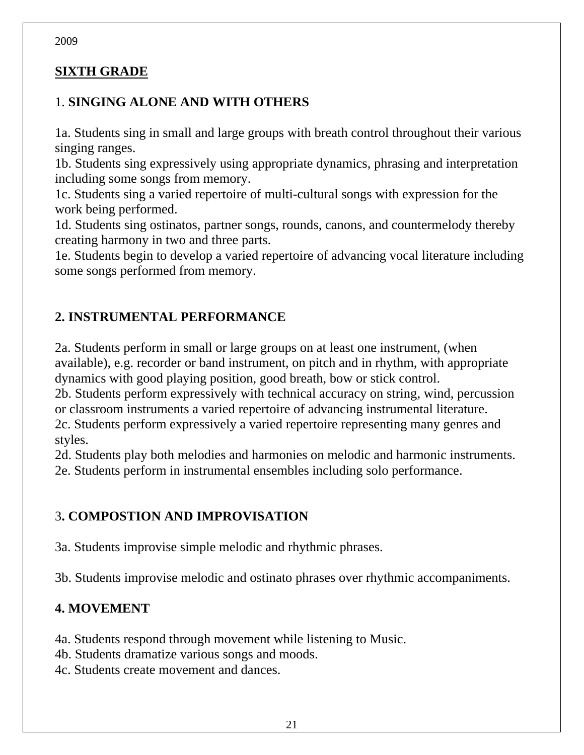2009

## SIXTH GRADE

### 1. SINGING ALONE AND WITH OTHERS

1a. Students sing in small and large groups with breath control throughout their various singing ranges.
1b. Students sing expressively using appropriate dynamics, phrasing and interpretation including some songs from memory.
1c. Students sing a varied repertoire of multi-cultural songs with expression for the work being performed.
1d. Students sing ostinatos, partner songs, rounds, canons, and countermelody thereby creating harmony in two and three parts.
1e. Students begin to develop a varied repertoire of advancing vocal literature including some songs performed from memory.

### 2. INSTRUMENTAL PERFORMANCE

2a. Students perform in small or large groups on at least one instrument, (when available), e.g. recorder or band instrument, on pitch and in rhythm, with appropriate dynamics with good playing position, good breath, bow or stick control.
2b. Students perform expressively with technical accuracy on string, wind, percussion or classroom instruments a varied repertoire of advancing instrumental literature.
2c. Students perform expressively a varied repertoire representing many genres and styles.
2d. Students play both melodies and harmonies on melodic and harmonic instruments.
2e. Students perform in instrumental ensembles including solo performance.

### 3. COMPOSTION AND IMPROVISATION

3a. Students improvise simple melodic and rhythmic phrases.

3b. Students improvise melodic and ostinato phrases over rhythmic accompaniments.

### 4. MOVEMENT

4a. Students respond through movement while listening to Music.
4b. Students dramatize various songs and moods.
4c. Students create movement and dances.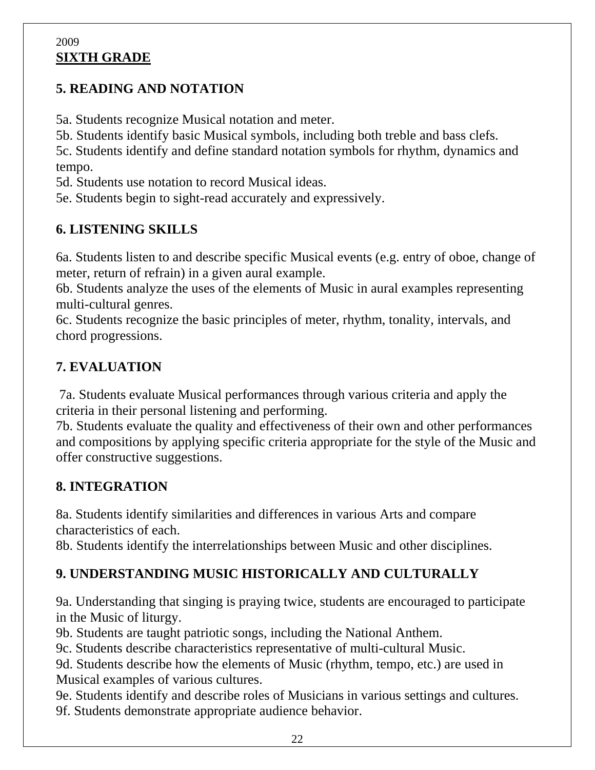2009

**SIXTH GRADE**

## 5. READING AND NOTATION

5a. Students recognize Musical notation and meter.
5b. Students identify basic Musical symbols, including both treble and bass clefs.
5c. Students identify and define standard notation symbols for rhythm, dynamics and tempo.
5d. Students use notation to record Musical ideas.
5e. Students begin to sight-read accurately and expressively.

## 6. LISTENING SKILLS

6a. Students listen to and describe specific Musical events (e.g. entry of oboe, change of meter, return of refrain) in a given aural example.
6b. Students analyze the uses of the elements of Music in aural examples representing multi-cultural genres.
6c. Students recognize the basic principles of meter, rhythm, tonality, intervals, and chord progressions.

## 7. EVALUATION

7a. Students evaluate Musical performances through various criteria and apply the criteria in their personal listening and performing.
7b. Students evaluate the quality and effectiveness of their own and other performances and compositions by applying specific criteria appropriate for the style of the Music and offer constructive suggestions.

## 8. INTEGRATION

8a. Students identify similarities and differences in various Arts and compare characteristics of each.
8b. Students identify the interrelationships between Music and other disciplines.

## 9. UNDERSTANDING MUSIC HISTORICALLY AND CULTURALLY

9a. Understanding that singing is praying twice, students are encouraged to participate in the Music of liturgy.
9b. Students are taught patriotic songs, including the National Anthem.
9c. Students describe characteristics representative of multi-cultural Music.
9d. Students describe how the elements of Music (rhythm, tempo, etc.) are used in Musical examples of various cultures.
9e. Students identify and describe roles of Musicians in various settings and cultures.
9f. Students demonstrate appropriate audience behavior.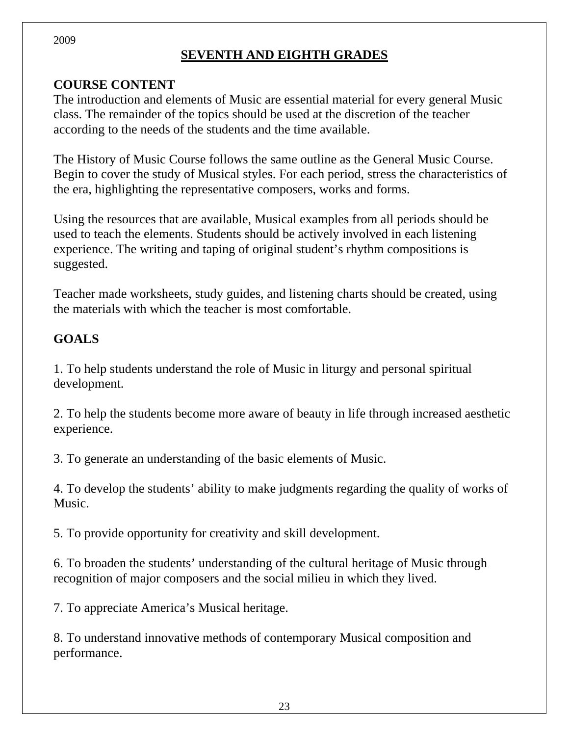2009

# SEVENTH AND EIGHTH GRADES

## COURSE CONTENT

The introduction and elements of Music are essential material for every general Music class. The remainder of the topics should be used at the discretion of the teacher according to the needs of the students and the time available.

The History of Music Course follows the same outline as the General Music Course. Begin to cover the study of Musical styles. For each period, stress the characteristics of the era, highlighting the representative composers, works and forms.

Using the resources that are available, Musical examples from all periods should be used to teach the elements. Students should be actively involved in each listening experience. The writing and taping of original student's rhythm compositions is suggested.

Teacher made worksheets, study guides, and listening charts should be created, using the materials with which the teacher is most comfortable.

## GOALS

1. To help students understand the role of Music in liturgy and personal spiritual development.

2. To help the students become more aware of beauty in life through increased aesthetic experience.

3. To generate an understanding of the basic elements of Music.

4. To develop the students' ability to make judgments regarding the quality of works of Music.

5. To provide opportunity for creativity and skill development.

6. To broaden the students' understanding of the cultural heritage of Music through recognition of major composers and the social milieu in which they lived.

7. To appreciate America's Musical heritage.

8. To understand innovative methods of contemporary Musical composition and performance.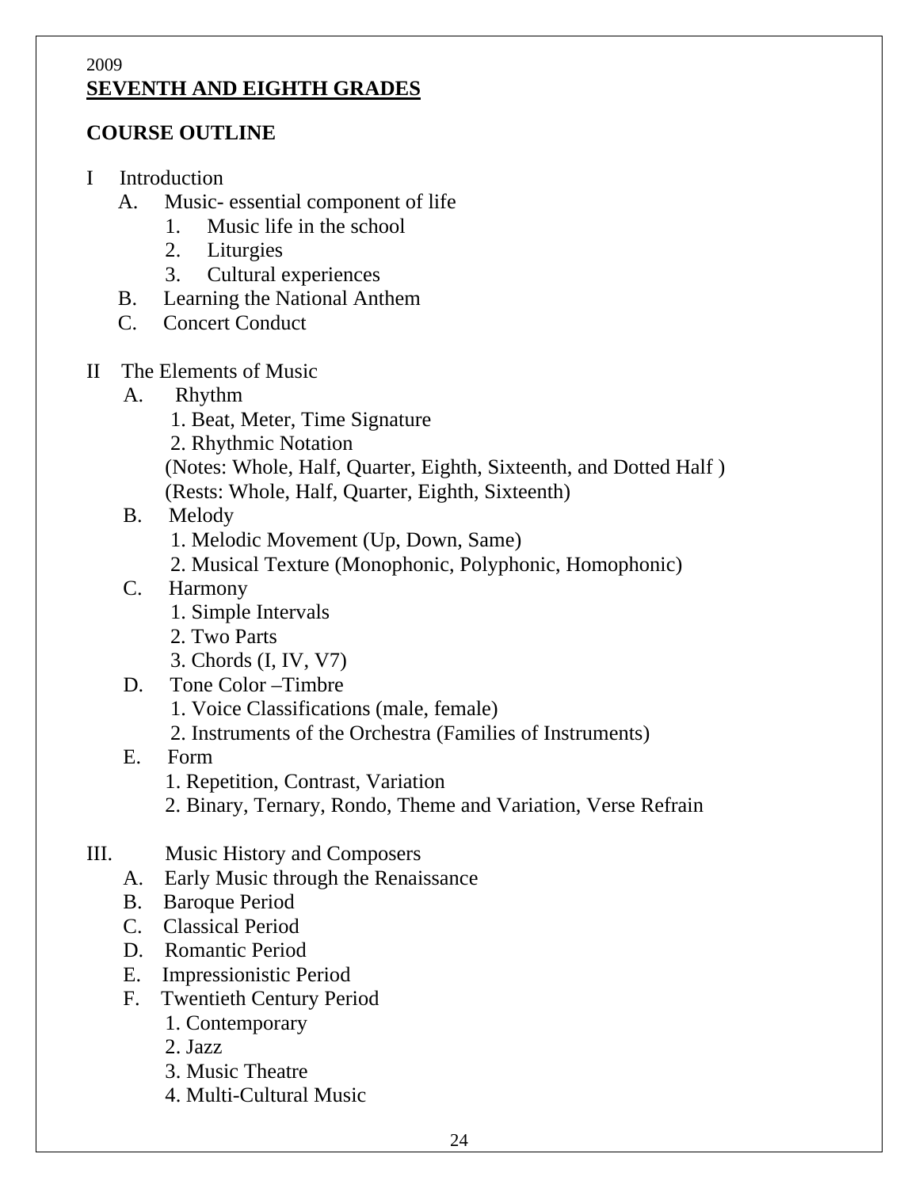2009

## SEVENTH AND EIGHTH GRADES

### COURSE OUTLINE

I Introduction
- A. Music- essential component of life
  1. Music life in the school
  2. Liturgies
  3. Cultural experiences
- B. Learning the National Anthem
- C. Concert Conduct

II The Elements of Music
- A. Rhythm
  1. Beat, Meter, Time Signature
  2. Rhythmic Notation
     (Notes: Whole, Half, Quarter, Eighth, Sixteenth, and Dotted Half )
     (Rests: Whole, Half, Quarter, Eighth, Sixteenth)
- B. Melody
  1. Melodic Movement (Up, Down, Same)
  2. Musical Texture (Monophonic, Polyphonic, Homophonic)
- C. Harmony
  1. Simple Intervals
  2. Two Parts
  3. Chords (I, IV, V7)
- D. Tone Color –Timbre
  1. Voice Classifications (male, female)
  2. Instruments of the Orchestra (Families of Instruments)
- E. Form
  1. Repetition, Contrast, Variation
  2. Binary, Ternary, Rondo, Theme and Variation, Verse Refrain

III. Music History and Composers
- A. Early Music through the Renaissance
- B. Baroque Period
- C. Classical Period
- D. Romantic Period
- E. Impressionistic Period
- F. Twentieth Century Period
  1. Contemporary
  2. Jazz
  3. Music Theatre
  4. Multi-Cultural Music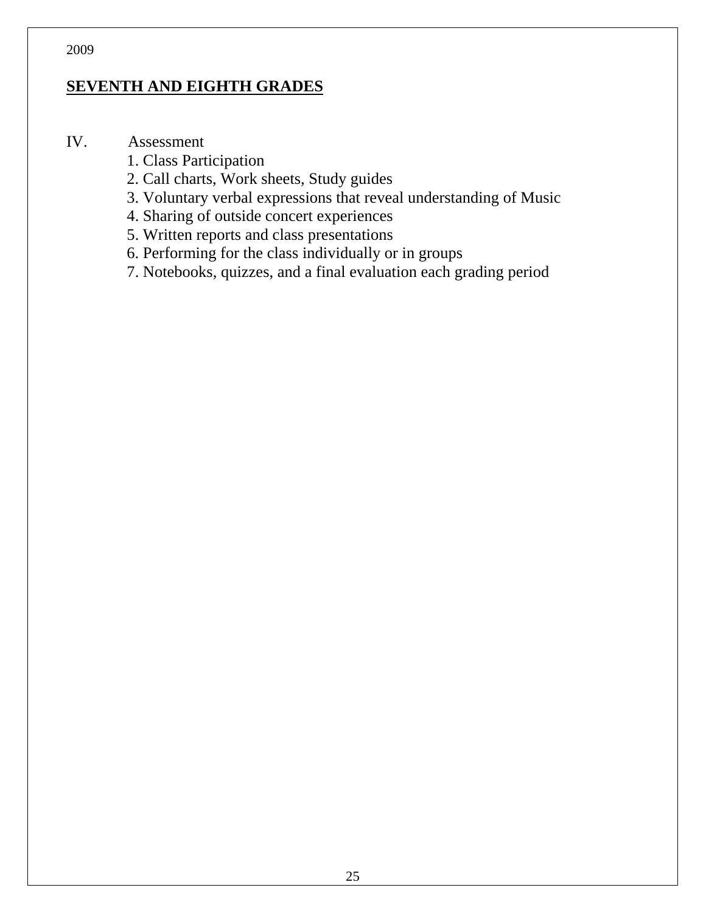## SEVENTH AND EIGHTH GRADES

IV. Assessment

1. Class Participation
2. Call charts, Work sheets, Study guides
3. Voluntary verbal expressions that reveal understanding of Music
4. Sharing of outside concert experiences
5. Written reports and class presentations
6. Performing for the class individually or in groups
7. Notebooks, quizzes, and a final evaluation each grading period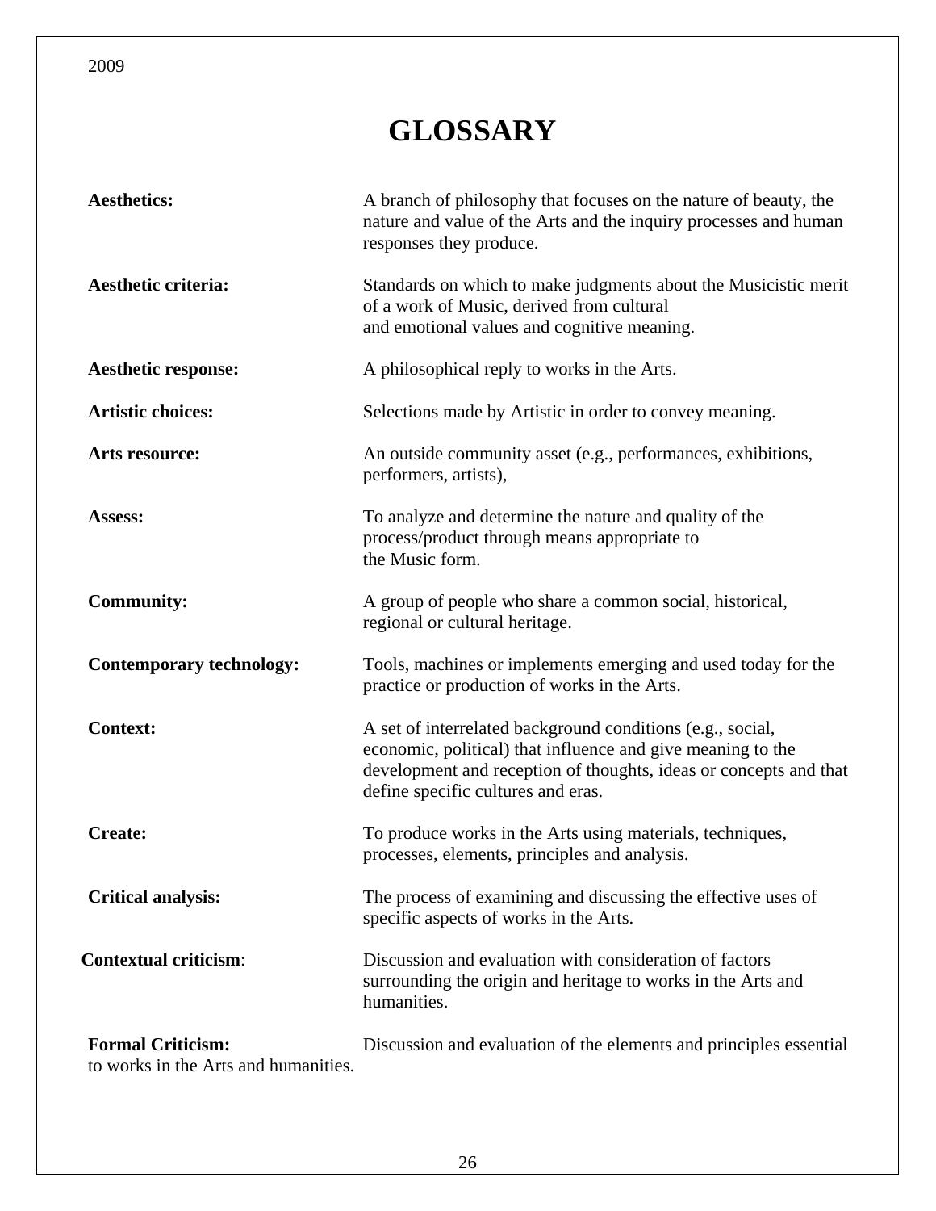# GLOSSARY

**Aesthetics:** A branch of philosophy that focuses on the nature of beauty, the nature and value of the Arts and the inquiry processes and human responses they produce.

**Aesthetic criteria:** Standards on which to make judgments about the Musicistic merit of a work of Music, derived from cultural and emotional values and cognitive meaning.

**Aesthetic response:** A philosophical reply to works in the Arts.

**Artistic choices:** Selections made by Artistic in order to convey meaning.

**Arts resource:** An outside community asset (e.g., performances, exhibitions, performers, artists),

**Assess:** To analyze and determine the nature and quality of the process/product through means appropriate to the Music form.

**Community:** A group of people who share a common social, historical, regional or cultural heritage.

**Contemporary technology:** Tools, machines or implements emerging and used today for the practice or production of works in the Arts.

**Context:** A set of interrelated background conditions (e.g., social, economic, political) that influence and give meaning to the development and reception of thoughts, ideas or concepts and that define specific cultures and eras.

**Create:** To produce works in the Arts using materials, techniques, processes, elements, principles and analysis.

**Critical analysis:** The process of examining and discussing the effective uses of specific aspects of works in the Arts.

**Contextual criticism**: Discussion and evaluation with consideration of factors surrounding the origin and heritage to works in the Arts and humanities.

**Formal Criticism:** Discussion and evaluation of the elements and principles essential to works in the Arts and humanities.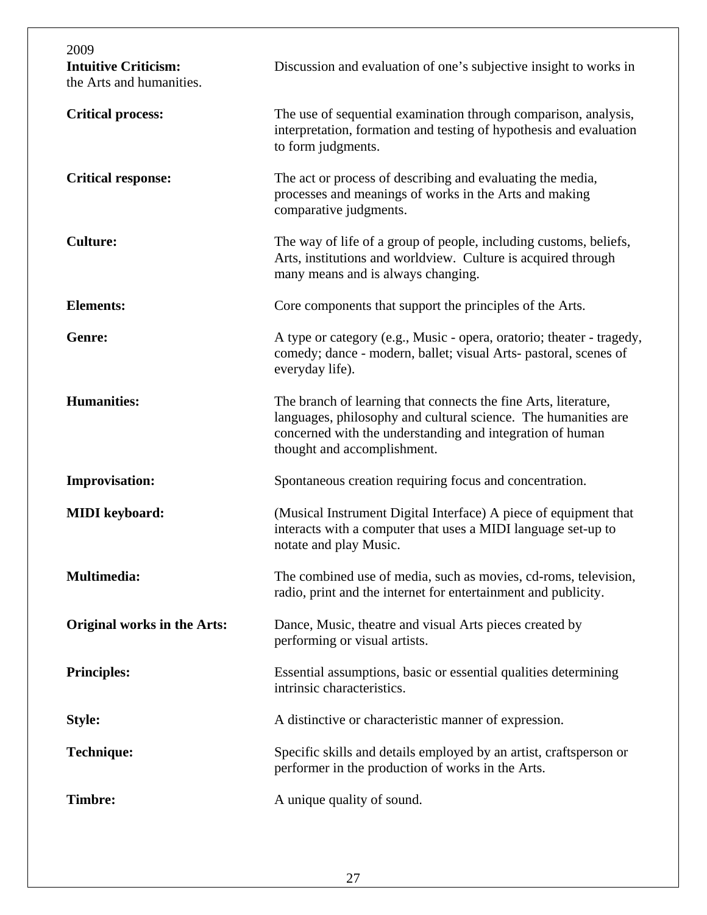2009

**Intuitive Criticism:** Discussion and evaluation of one's subjective insight to works in the Arts and humanities.

**Critical process:** The use of sequential examination through comparison, analysis, interpretation, formation and testing of hypothesis and evaluation to form judgments.

**Critical response:** The act or process of describing and evaluating the media, processes and meanings of works in the Arts and making comparative judgments.

**Culture:** The way of life of a group of people, including customs, beliefs, Arts, institutions and worldview. Culture is acquired through many means and is always changing.

**Elements:** Core components that support the principles of the Arts.

**Genre:** A type or category (e.g., Music - opera, oratorio; theater - tragedy, comedy; dance - modern, ballet; visual Arts- pastoral, scenes of everyday life).

**Humanities:** The branch of learning that connects the fine Arts, literature, languages, philosophy and cultural science. The humanities are concerned with the understanding and integration of human thought and accomplishment.

**Improvisation:** Spontaneous creation requiring focus and concentration.

**MIDI keyboard:** (Musical Instrument Digital Interface) A piece of equipment that interacts with a computer that uses a MIDI language set-up to notate and play Music.

**Multimedia:** The combined use of media, such as movies, cd-roms, television, radio, print and the internet for entertainment and publicity.

**Original works in the Arts:** Dance, Music, theatre and visual Arts pieces created by performing or visual artists.

**Principles:** Essential assumptions, basic or essential qualities determining intrinsic characteristics.

**Style:** A distinctive or characteristic manner of expression.

**Technique:** Specific skills and details employed by an artist, craftsperson or performer in the production of works in the Arts.

**Timbre:** A unique quality of sound.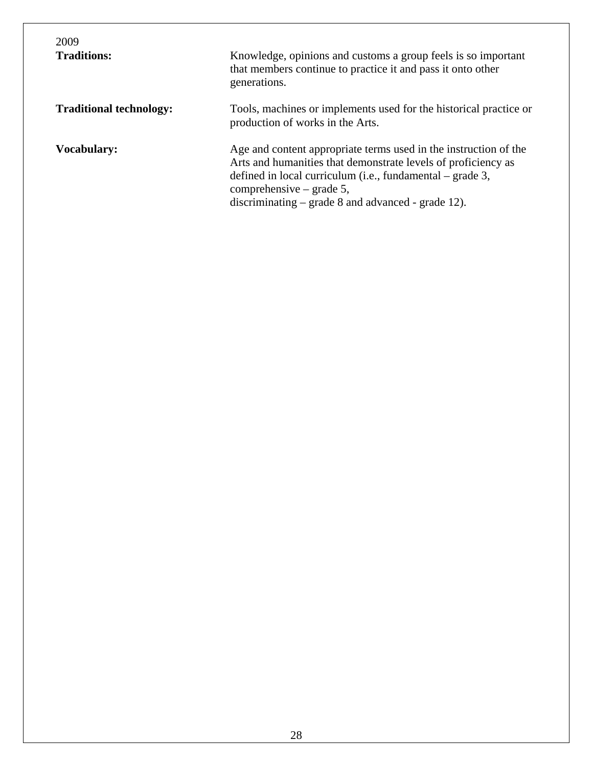2009

**Traditions:** Knowledge, opinions and customs a group feels is so important that members continue to practice it and pass it onto other generations.

**Traditional technology:** Tools, machines or implements used for the historical practice or production of works in the Arts.

**Vocabulary:** Age and content appropriate terms used in the instruction of the Arts and humanities that demonstrate levels of proficiency as defined in local curriculum (i.e., fundamental – grade 3, comprehensive – grade 5, discriminating – grade 8 and advanced - grade 12).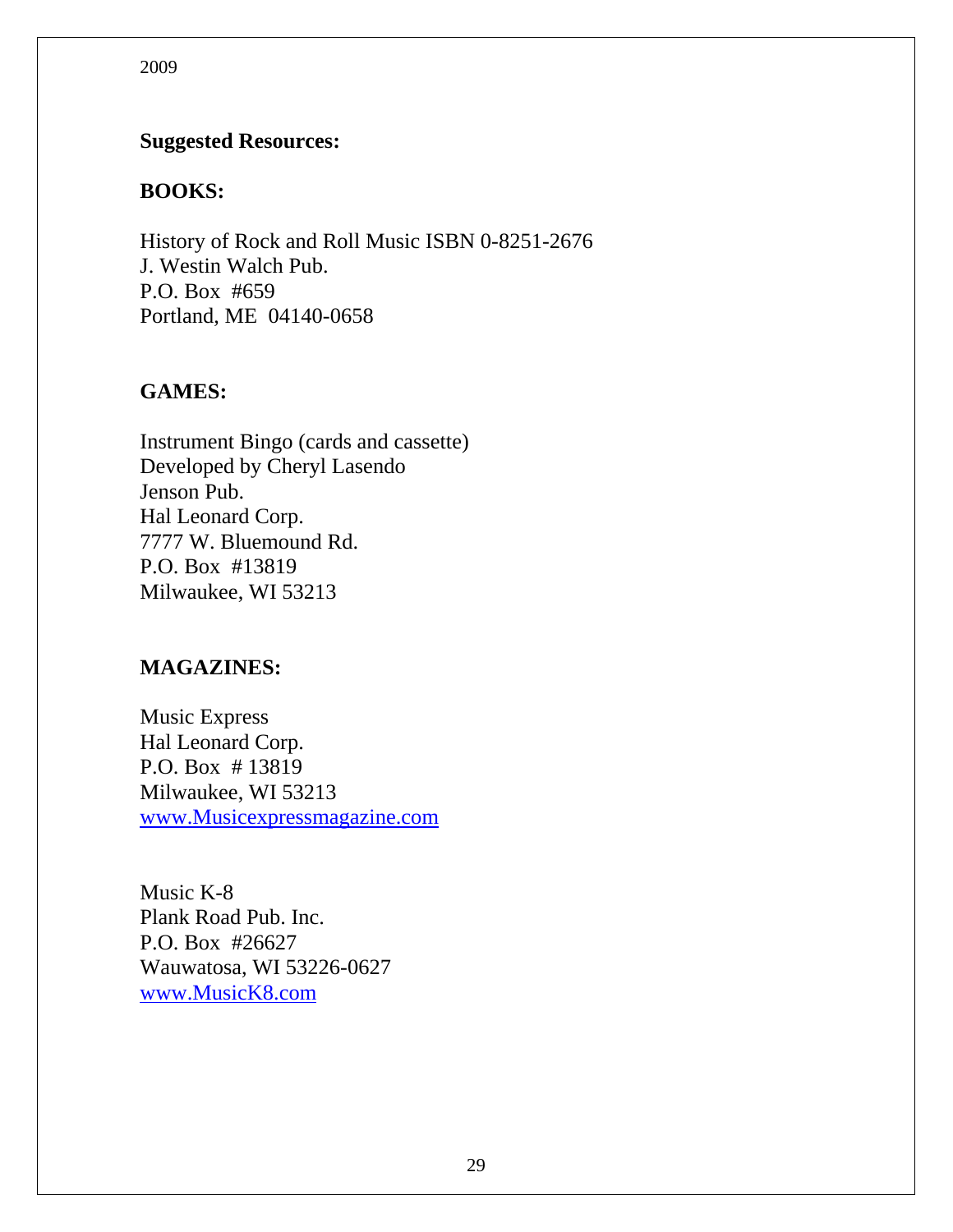2009

**Suggested Resources:**

**BOOKS:**

History of Rock and Roll Music ISBN 0-8251-2676
J. Westin Walch Pub.
P.O. Box #659
Portland, ME 04140-0658

**GAMES:**

Instrument Bingo (cards and cassette)
Developed by Cheryl Lasendo
Jenson Pub.
Hal Leonard Corp.
7777 W. Bluemound Rd.
P.O. Box #13819
Milwaukee, WI 53213

**MAGAZINES:**

Music Express
Hal Leonard Corp.
P.O. Box # 13819
Milwaukee, WI 53213
www.Musicexpressmagazine.com

Music K-8
Plank Road Pub. Inc.
P.O. Box #26627
Wauwatosa, WI 53226-0627
www.MusicK8.com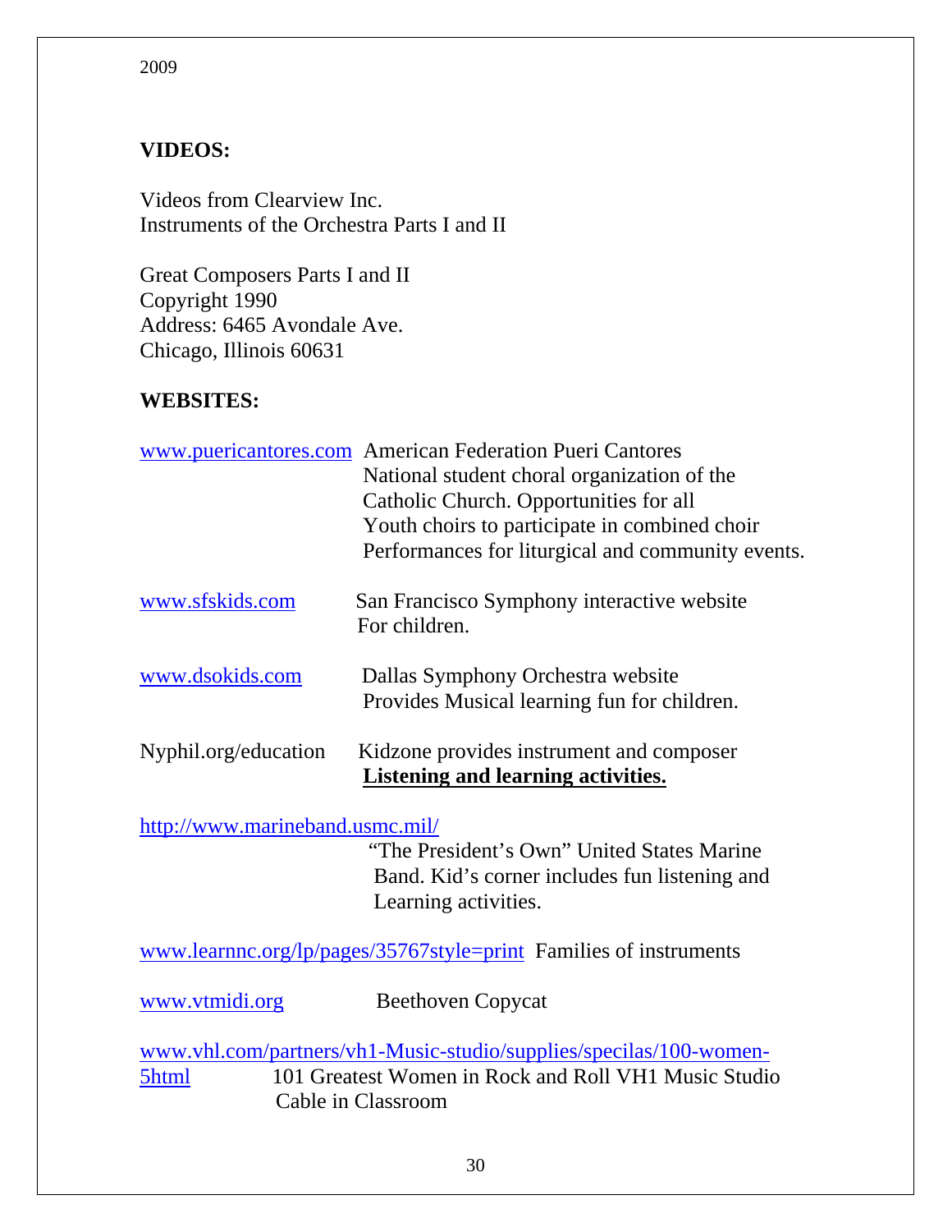2009

**VIDEOS:**

Videos from Clearview Inc.
Instruments of the Orchestra Parts I and II

Great Composers Parts I and II
Copyright 1990
Address: 6465 Avondale Ave.
Chicago, Illinois 60631

**WEBSITES:**

www.puericantores.com American Federation Pueri Cantores
National student choral organization of the Catholic Church. Opportunities for all Youth choirs to participate in combined choir Performances for liturgical and community events.

www.sfskids.com San Francisco Symphony interactive website For children.

www.dsokids.com Dallas Symphony Orchestra website Provides Musical learning fun for children.

Nyphil.org/education Kidzone provides instrument and composer **Listening and learning activities.**

http://www.marineband.usmc.mil/
"The President's Own" United States Marine Band. Kid's corner includes fun listening and Learning activities.

www.learnnc.org/lp/pages/35767style=print Families of instruments

www.vtmidi.org Beethoven Copycat

www.vhl.com/partners/vh1-Music-studio/supplies/specilas/100-women-5html 101 Greatest Women in Rock and Roll VH1 Music Studio Cable in Classroom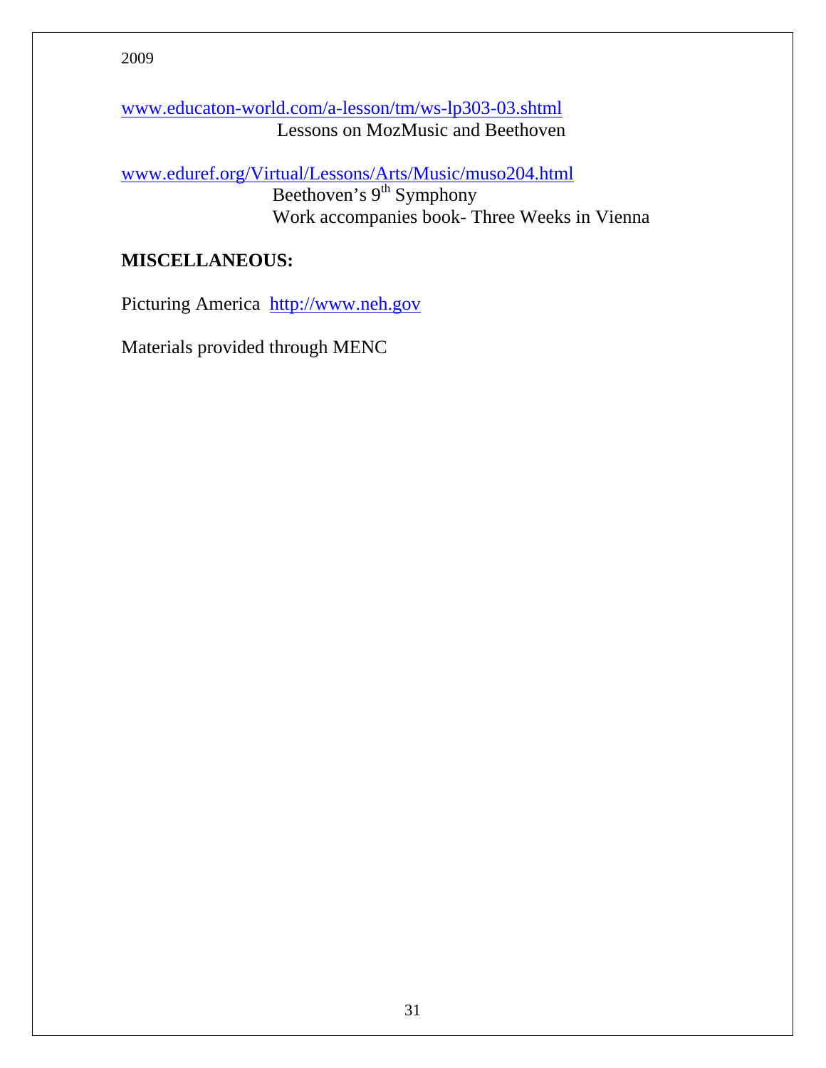2009

www.educaton-world.com/a-lesson/tm/ws-lp303-03.shtml
Lessons on MozMusic and Beethoven

www.eduref.org/Virtual/Lessons/Arts/Music/muso204.html
Beethoven's 9th Symphony
Work accompanies book- Three Weeks in Vienna

**MISCELLANEOUS:**

Picturing America http://www.neh.gov

Materials provided through MENC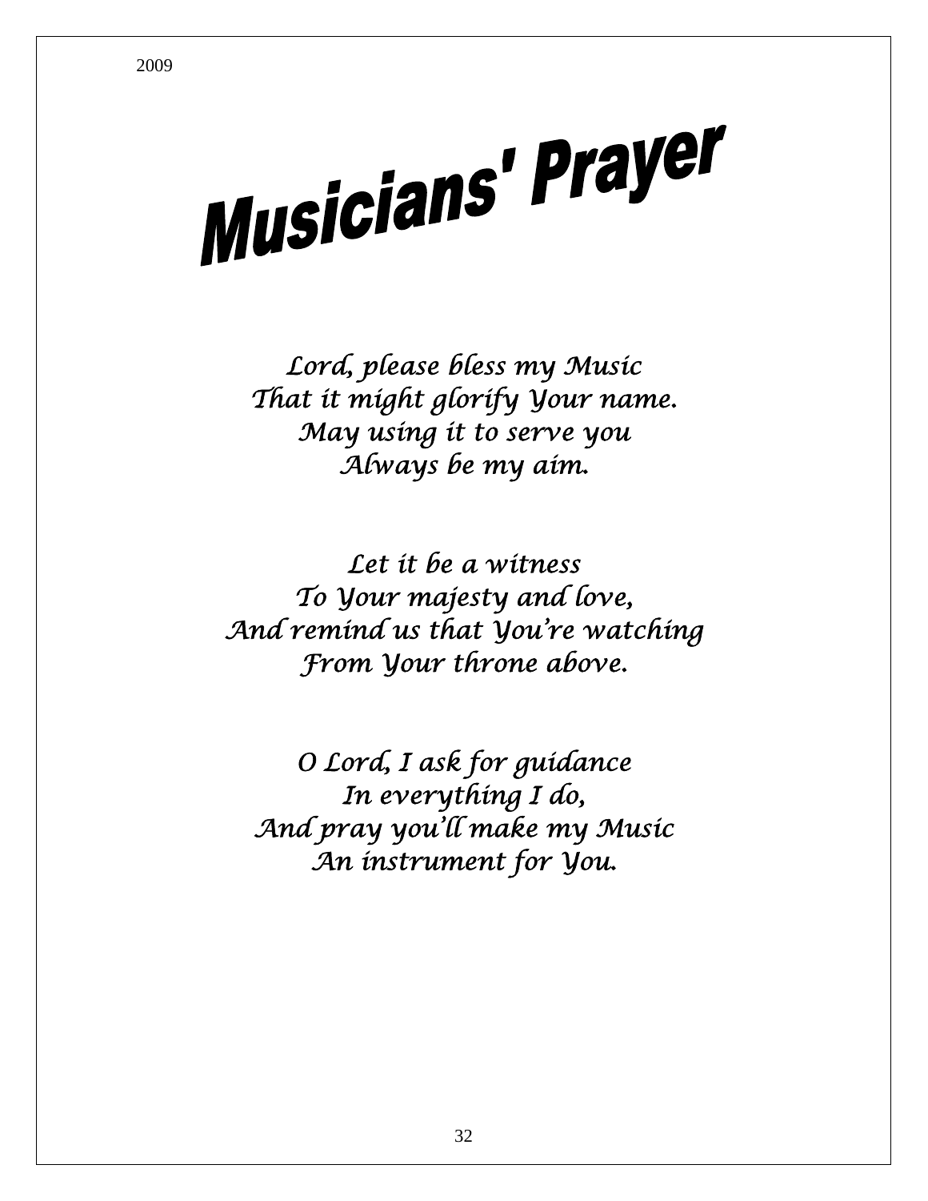2009

# Musicians' Prayer

*Lord, please bless my Music*
*That it might glorify Your name.*
*May using it to serve you*
*Always be my aim.*

*Let it be a witness*
*To Your majesty and love,*
*And remind us that You're watching*
*From Your throne above.*

*O Lord, I ask for guidance*
*In everything I do,*
*And pray you'll make my Music*
*An instrument for You.*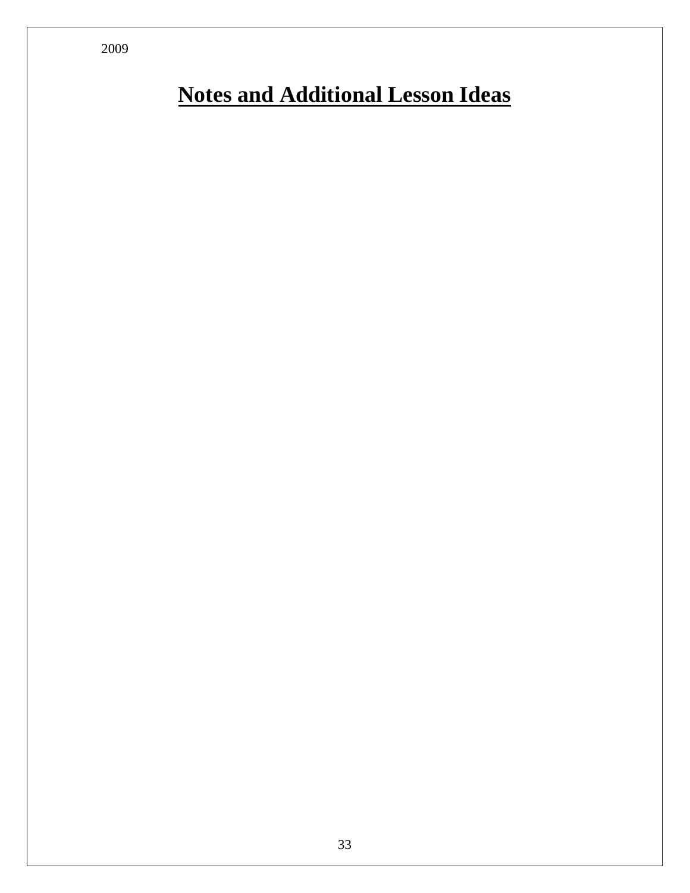# Notes and Additional Lesson Ideas